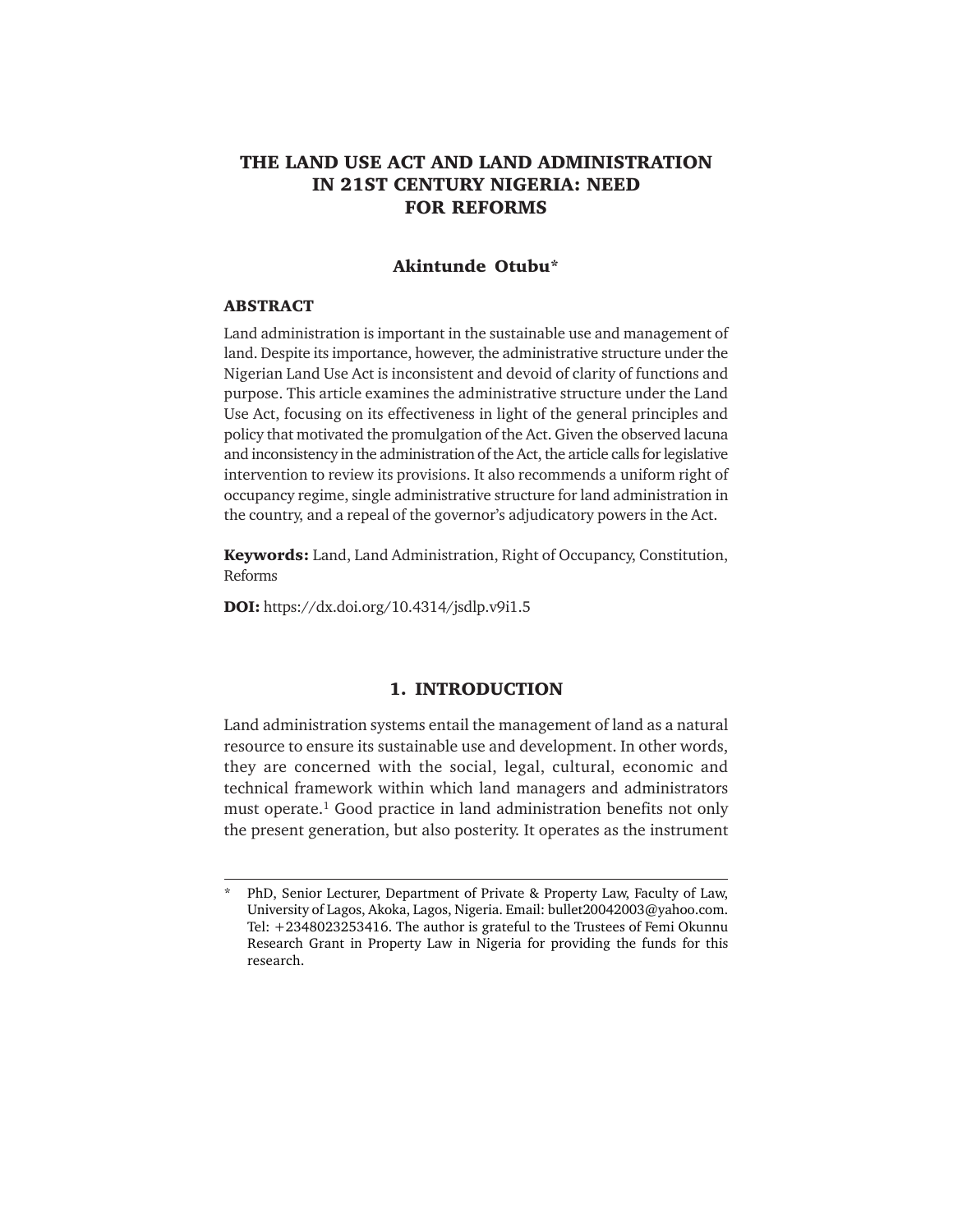# THE LAND USE ACT AND LAND ADMINISTRATION IN 21ST CENTURY NIGERIA: NEED FOR REFORMS

**Akintunde Otubu***

## ABSTRACT

Land administration is important in the sustainable use and management of land. Despite its importance, however, the administrative structure under the Nigerian Land Use Act is inconsistent and devoid of clarity of functions and purpose. This article examines the administrative structure under the Land Use Act, focusing on its effectiveness in light of the general principles and policy that motivated the promulgation of the Act. Given the observed lacuna and inconsistency in the administration of the Act, the article calls for legislative intervention to review its provisions. It also recommends a uniform right of occupancy regime, single administrative structure for land administration in the country, and a repeal of the governor's adjudicatory powers in the Act.

**Keywords:** Land, Land Administration, Right of Occupancy, Constitution, Reforms

**DOI:** https://dx.doi.org/10.4314/jsdlp.v9i1.5

## 1. INTRODUCTION

Land administration systems entail the management of land as a natural resource to ensure its sustainable use and development. In other words, they are concerned with the social, legal, cultural, economic and technical framework within which land managers and administrators must operate.[1] Good practice in land administration benefits not only the present generation, but also posterity. It operates as the instrument

---

\* PhD, Senior Lecturer, Department of Private & Property Law, Faculty of Law, University of Lagos, Akoka, Lagos, Nigeria. Email: bullet20042003@yahoo.com. Tel: +2348023253416. The author is grateful to the Trustees of Femi Okunnu Research Grant in Property Law in Nigeria for providing the funds for this research.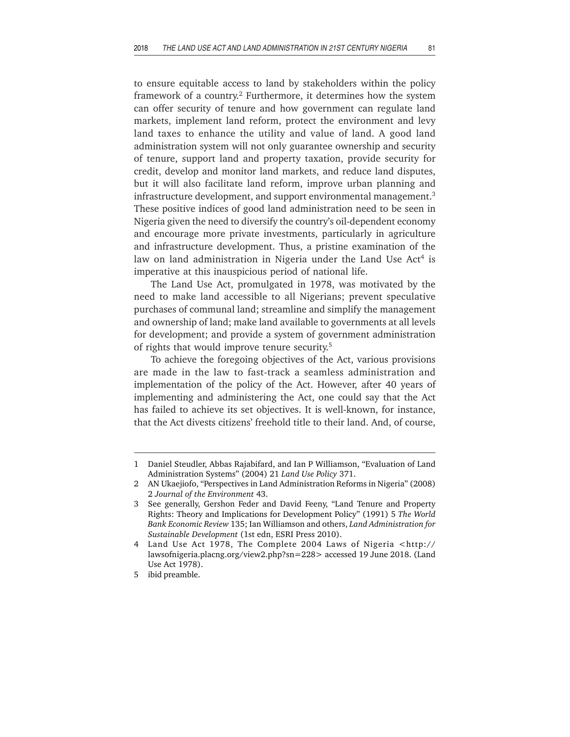to ensure equitable access to land by stakeholders within the policy framework of a country.[2] Furthermore, it determines how the system can offer security of tenure and how government can regulate land markets, implement land reform, protect the environment and levy land taxes to enhance the utility and value of land. A good land administration system will not only guarantee ownership and security of tenure, support land and property taxation, provide security for credit, develop and monitor land markets, and reduce land disputes, but it will also facilitate land reform, improve urban planning and infrastructure development, and support environmental management.[3] These positive indices of good land administration need to be seen in Nigeria given the need to diversify the country's oil-dependent economy and encourage more private investments, particularly in agriculture and infrastructure development. Thus, a pristine examination of the law on land administration in Nigeria under the Land Use Act[4] is imperative at this inauspicious period of national life.

The Land Use Act, promulgated in 1978, was motivated by the need to make land accessible to all Nigerians; prevent speculative purchases of communal land; streamline and simplify the management and ownership of land; make land available to governments at all levels for development; and provide a system of government administration of rights that would improve tenure security.[5]

To achieve the foregoing objectives of the Act, various provisions are made in the law to fast-track a seamless administration and implementation of the policy of the Act. However, after 40 years of implementing and administering the Act, one could say that the Act has failed to achieve its set objectives. It is well-known, for instance, that the Act divests citizens' freehold title to their land. And, of course,

---

1 Daniel Steudler, Abbas Rajabifard, and Ian P Williamson, "Evaluation of Land Administration Systems" (2004) 21 *Land Use Policy* 371.

2 AN Ukaejiofo, "Perspectives in Land Administration Reforms in Nigeria" (2008) 2 *Journal of the Environment* 43.

3 See generally, Gershon Feder and David Feeny, "Land Tenure and Property Rights: Theory and Implications for Development Policy" (1991) 5 *The World Bank Economic Review* 135; Ian Williamson and others, *Land Administration for Sustainable Development* (1st edn, ESRI Press 2010).

4 Land Use Act 1978, The Complete 2004 Laws of Nigeria <http://lawsofnigeria.placng.org/view2.php?sn=228> accessed 19 June 2018. (Land Use Act 1978).

5 ibid preamble.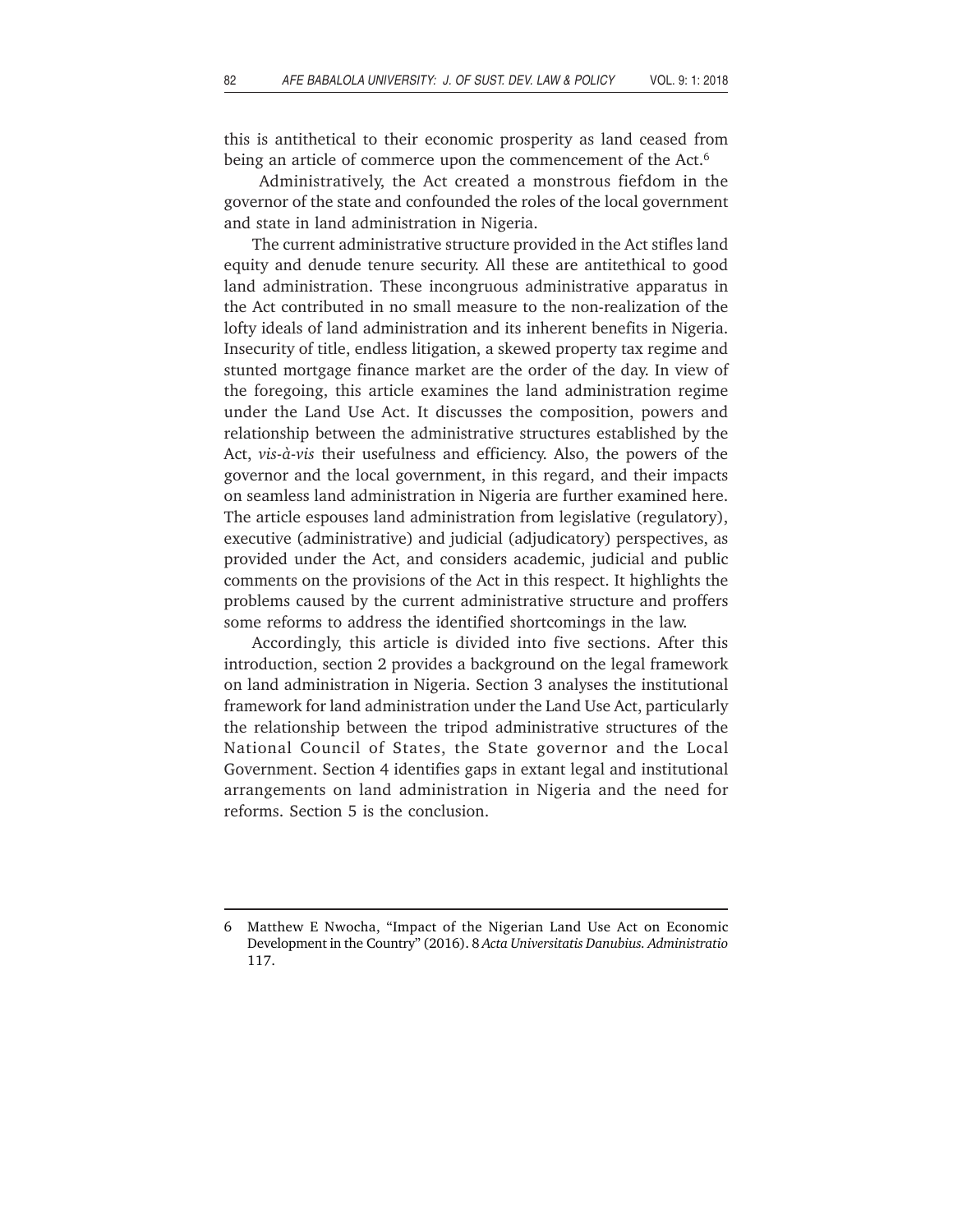this is antithetical to their economic prosperity as land ceased from being an article of commerce upon the commencement of the Act.[6]

Administratively, the Act created a monstrous fiefdom in the governor of the state and confounded the roles of the local government and state in land administration in Nigeria.

The current administrative structure provided in the Act stifles land equity and denude tenure security. All these are antitethical to good land administration. These incongruous administrative apparatus in the Act contributed in no small measure to the non-realization of the lofty ideals of land administration and its inherent benefits in Nigeria. Insecurity of title, endless litigation, a skewed property tax regime and stunted mortgage finance market are the order of the day. In view of the foregoing, this article examines the land administration regime under the Land Use Act. It discusses the composition, powers and relationship between the administrative structures established by the Act, *vis-à-vis* their usefulness and efficiency. Also, the powers of the governor and the local government, in this regard, and their impacts on seamless land administration in Nigeria are further examined here. The article espouses land administration from legislative (regulatory), executive (administrative) and judicial (adjudicatory) perspectives, as provided under the Act, and considers academic, judicial and public comments on the provisions of the Act in this respect. It highlights the problems caused by the current administrative structure and proffers some reforms to address the identified shortcomings in the law.

Accordingly, this article is divided into five sections. After this introduction, section 2 provides a background on the legal framework on land administration in Nigeria. Section 3 analyses the institutional framework for land administration under the Land Use Act, particularly the relationship between the tripod administrative structures of the National Council of States, the State governor and the Local Government. Section 4 identifies gaps in extant legal and institutional arrangements on land administration in Nigeria and the need for reforms. Section 5 is the conclusion.

---

6 Matthew E Nwocha, "Impact of the Nigerian Land Use Act on Economic Development in the Country" (2016). 8 *Acta Universitatis Danubius. Administratio* 117.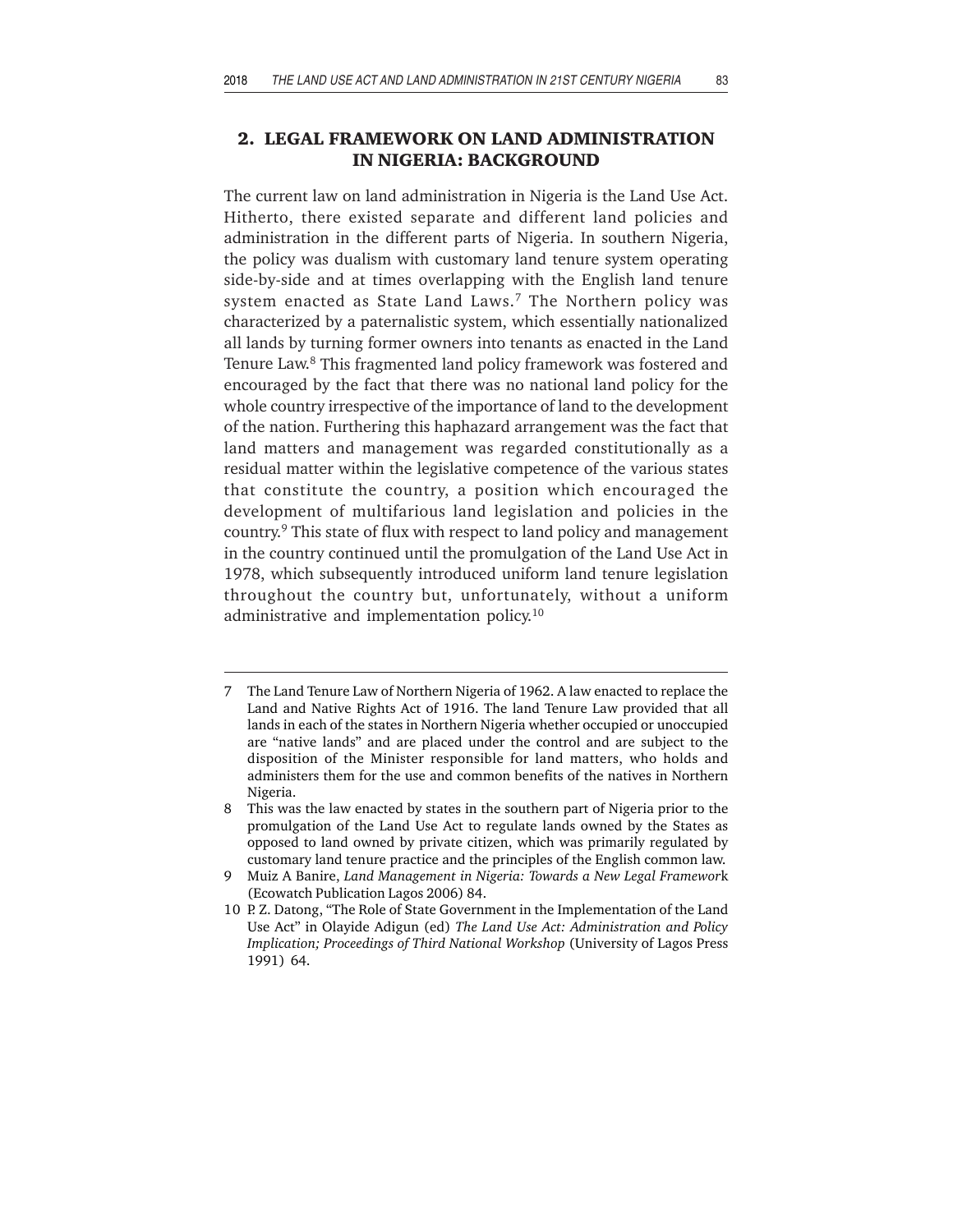## 2. LEGAL FRAMEWORK ON LAND ADMINISTRATION IN NIGERIA: BACKGROUND

The current law on land administration in Nigeria is the Land Use Act. Hitherto, there existed separate and different land policies and administration in the different parts of Nigeria. In southern Nigeria, the policy was dualism with customary land tenure system operating side-by-side and at times overlapping with the English land tenure system enacted as State Land Laws.[7] The Northern policy was characterized by a paternalistic system, which essentially nationalized all lands by turning former owners into tenants as enacted in the Land Tenure Law.[8] This fragmented land policy framework was fostered and encouraged by the fact that there was no national land policy for the whole country irrespective of the importance of land to the development of the nation. Furthering this haphazard arrangement was the fact that land matters and management was regarded constitutionally as a residual matter within the legislative competence of the various states that constitute the country, a position which encouraged the development of multifarious land legislation and policies in the country.[9] This state of flux with respect to land policy and management in the country continued until the promulgation of the Land Use Act in 1978, which subsequently introduced uniform land tenure legislation throughout the country but, unfortunately, without a uniform administrative and implementation policy.[10]

---

7 The Land Tenure Law of Northern Nigeria of 1962. A law enacted to replace the Land and Native Rights Act of 1916. The land Tenure Law provided that all lands in each of the states in Northern Nigeria whether occupied or unoccupied are "native lands" and are placed under the control and are subject to the disposition of the Minister responsible for land matters, who holds and administers them for the use and common benefits of the natives in Northern Nigeria.

8 This was the law enacted by states in the southern part of Nigeria prior to the promulgation of the Land Use Act to regulate lands owned by the States as opposed to land owned by private citizen, which was primarily regulated by customary land tenure practice and the principles of the English common law.

9 Muiz A Banire, *Land Management in Nigeria: Towards a New Legal Framework* (Ecowatch Publication Lagos 2006) 84.

10 P. Z. Datong, "The Role of State Government in the Implementation of the Land Use Act" in Olayide Adigun (ed) *The Land Use Act: Administration and Policy Implication; Proceedings of Third National Workshop* (University of Lagos Press 1991) 64.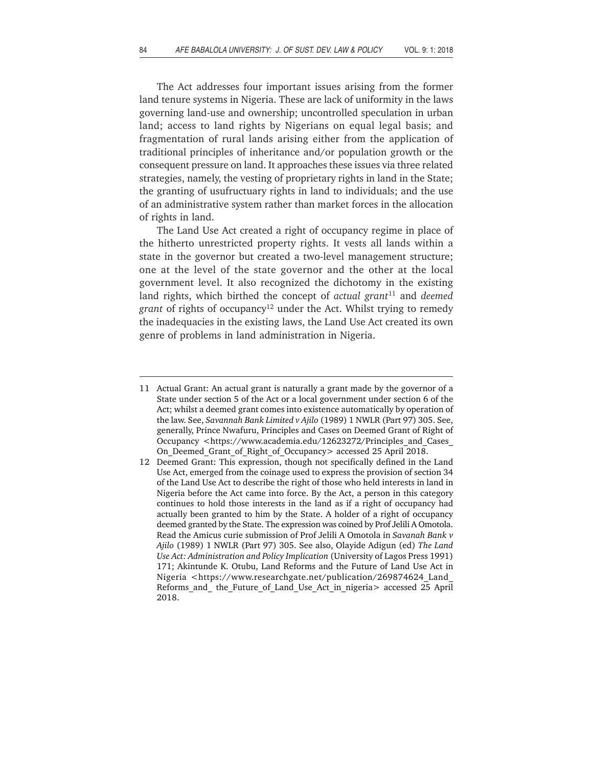The Act addresses four important issues arising from the former land tenure systems in Nigeria. These are lack of uniformity in the laws governing land-use and ownership; uncontrolled speculation in urban land; access to land rights by Nigerians on equal legal basis; and fragmentation of rural lands arising either from the application of traditional principles of inheritance and/or population growth or the consequent pressure on land. It approaches these issues via three related strategies, namely, the vesting of proprietary rights in land in the State; the granting of usufructuary rights in land to individuals; and the use of an administrative system rather than market forces in the allocation of rights in land.

The Land Use Act created a right of occupancy regime in place of the hitherto unrestricted property rights. It vests all lands within a state in the governor but created a two-level management structure; one at the level of the state governor and the other at the local government level. It also recognized the dichotomy in the existing land rights, which birthed the concept of *actual grant*[11] and *deemed grant* of rights of occupancy[12] under the Act. Whilst trying to remedy the inadequacies in the existing laws, the Land Use Act created its own genre of problems in land administration in Nigeria.

---

11 Actual Grant: An actual grant is naturally a grant made by the governor of a State under section 5 of the Act or a local government under section 6 of the Act; whilst a deemed grant comes into existence automatically by operation of the law. See, *Savannah Bank Limited v Ajilo* (1989) 1 NWLR (Part 97) 305. See, generally, Prince Nwafuru, Principles and Cases on Deemed Grant of Right of Occupancy <https://www.academia.edu/12623272/Principles_and_Cases_On_Deemed_Grant_of_Right_of_Occupancy> accessed 25 April 2018.

12 Deemed Grant: This expression, though not specifically defined in the Land Use Act, emerged from the coinage used to express the provision of section 34 of the Land Use Act to describe the right of those who held interests in land in Nigeria before the Act came into force. By the Act, a person in this category continues to hold those interests in the land as if a right of occupancy had actually been granted to him by the State. A holder of a right of occupancy deemed granted by the State. The expression was coined by Prof Jelili A Omotola. Read the Amicus curie submission of Prof Jelili A Omotola in *Savanah Bank v Ajilo* (1989) 1 NWLR (Part 97) 305. See also, Olayide Adigun (ed) *The Land Use Act: Administration and Policy Implication* (University of Lagos Press 1991) 171; Akintunde K. Otubu, Land Reforms and the Future of Land Use Act in Nigeria <https://www.researchgate.net/publication/269874624_Land_Reforms_and_ the_Future_of_Land_Use_Act_in_nigeria> accessed 25 April 2018.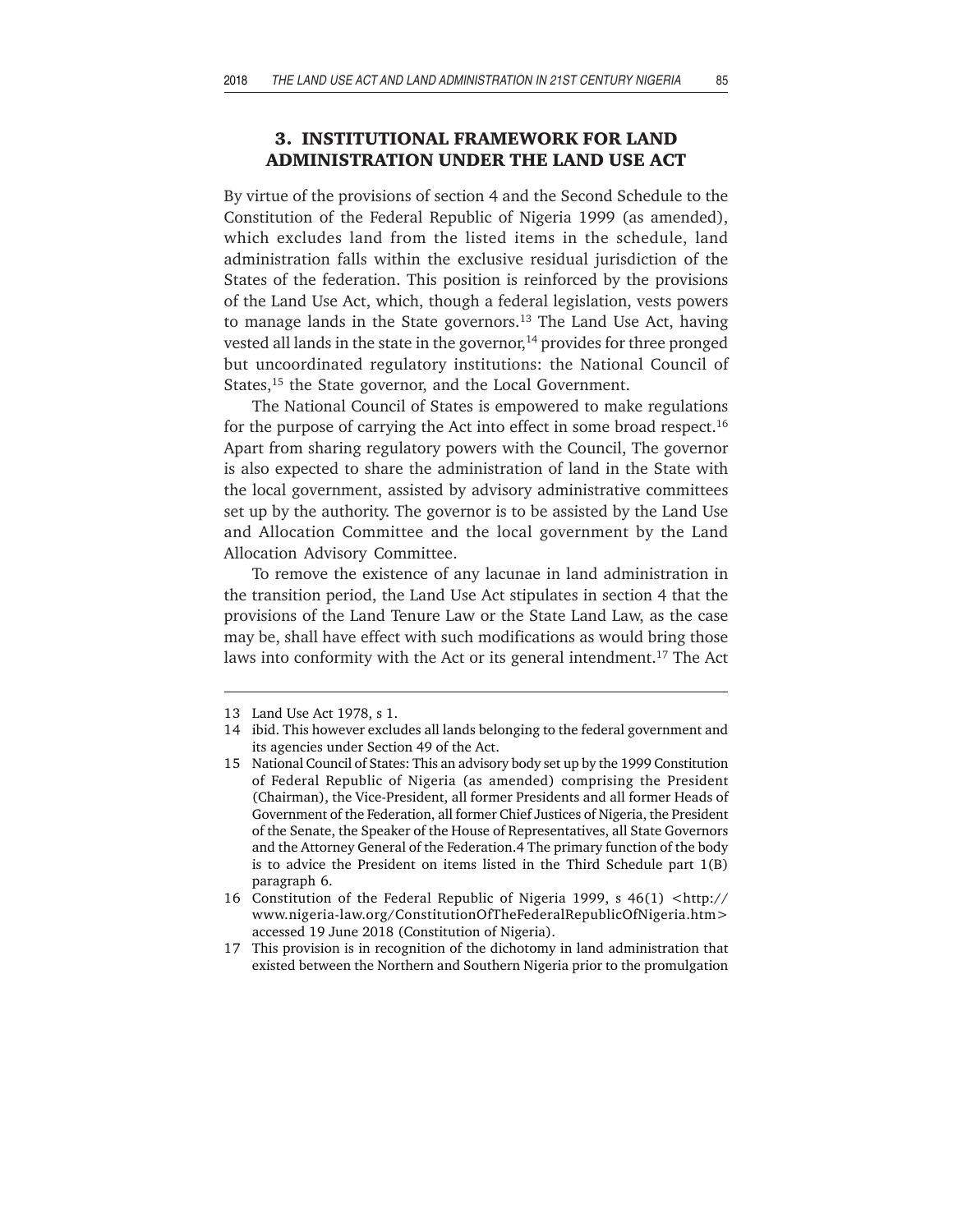## 3. INSTITUTIONAL FRAMEWORK FOR LAND ADMINISTRATION UNDER THE LAND USE ACT

By virtue of the provisions of section 4 and the Second Schedule to the Constitution of the Federal Republic of Nigeria 1999 (as amended), which excludes land from the listed items in the schedule, land administration falls within the exclusive residual jurisdiction of the States of the federation. This position is reinforced by the provisions of the Land Use Act, which, though a federal legislation, vests powers to manage lands in the State governors.[13] The Land Use Act, having vested all lands in the state in the governor,[14] provides for three pronged but uncoordinated regulatory institutions: the National Council of States,[15] the State governor, and the Local Government.

The National Council of States is empowered to make regulations for the purpose of carrying the Act into effect in some broad respect.[16] Apart from sharing regulatory powers with the Council, The governor is also expected to share the administration of land in the State with the local government, assisted by advisory administrative committees set up by the authority. The governor is to be assisted by the Land Use and Allocation Committee and the local government by the Land Allocation Advisory Committee.

To remove the existence of any lacunae in land administration in the transition period, the Land Use Act stipulates in section 4 that the provisions of the Land Tenure Law or the State Land Law, as the case may be, shall have effect with such modifications as would bring those laws into conformity with the Act or its general intendment.[17] The Act

---

13 Land Use Act 1978, s 1.

14 ibid. This however excludes all lands belonging to the federal government and its agencies under Section 49 of the Act.

15 National Council of States: This an advisory body set up by the 1999 Constitution of Federal Republic of Nigeria (as amended) comprising the President (Chairman), the Vice-President, all former Presidents and all former Heads of Government of the Federation, all former Chief Justices of Nigeria, the President of the Senate, the Speaker of the House of Representatives, all State Governors and the Attorney General of the Federation.4 The primary function of the body is to advice the President on items listed in the Third Schedule part 1(B) paragraph 6.

16 Constitution of the Federal Republic of Nigeria 1999, s 46(1) <http://www.nigeria-law.org/ConstitutionOfTheFederalRepublicOfNigeria.htm> accessed 19 June 2018 (Constitution of Nigeria).

17 This provision is in recognition of the dichotomy in land administration that existed between the Northern and Southern Nigeria prior to the promulgation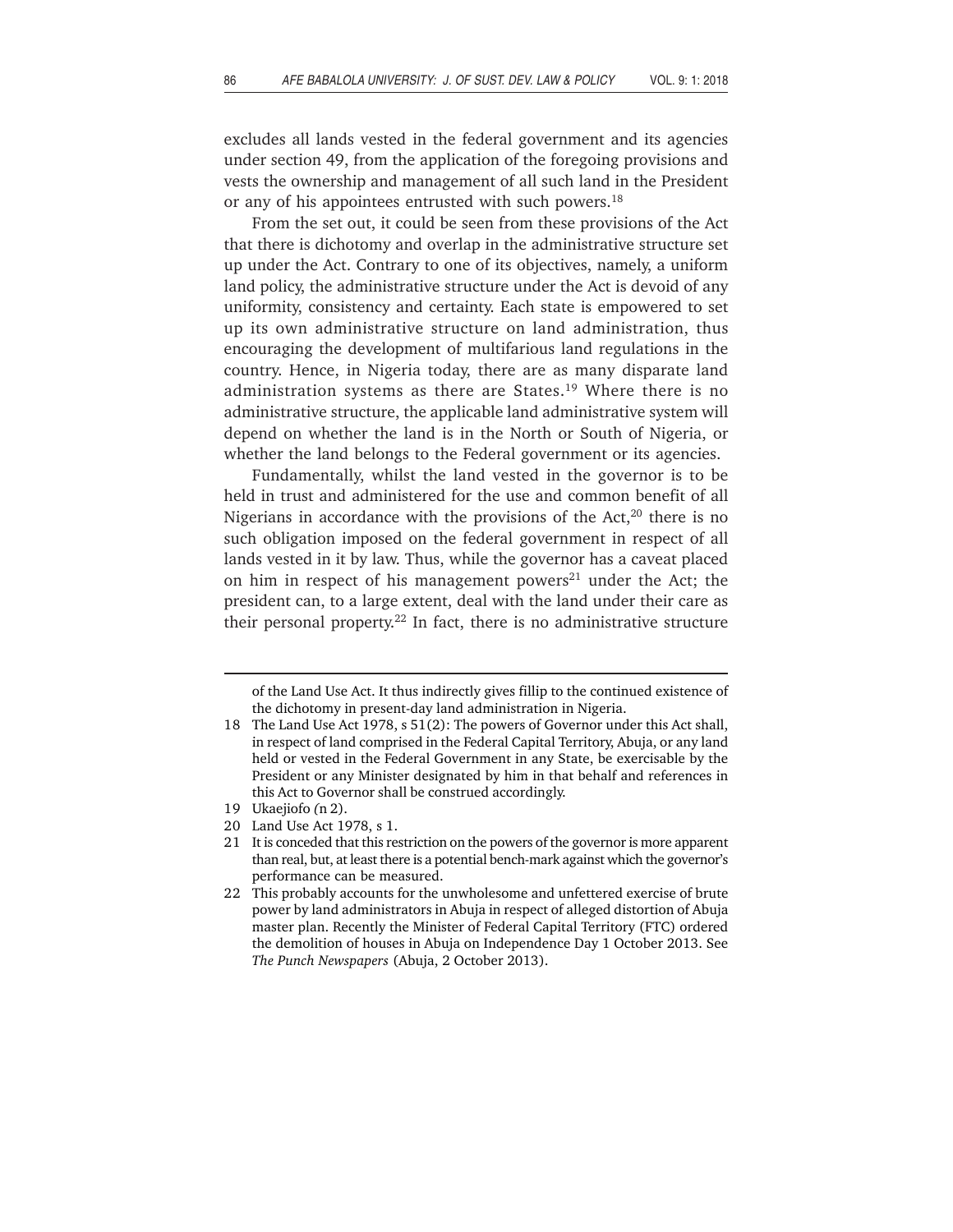excludes all lands vested in the federal government and its agencies under section 49, from the application of the foregoing provisions and vests the ownership and management of all such land in the President or any of his appointees entrusted with such powers.[18]

From the set out, it could be seen from these provisions of the Act that there is dichotomy and overlap in the administrative structure set up under the Act. Contrary to one of its objectives, namely, a uniform land policy, the administrative structure under the Act is devoid of any uniformity, consistency and certainty. Each state is empowered to set up its own administrative structure on land administration, thus encouraging the development of multifarious land regulations in the country. Hence, in Nigeria today, there are as many disparate land administration systems as there are States.[19] Where there is no administrative structure, the applicable land administrative system will depend on whether the land is in the North or South of Nigeria, or whether the land belongs to the Federal government or its agencies.

Fundamentally, whilst the land vested in the governor is to be held in trust and administered for the use and common benefit of all Nigerians in accordance with the provisions of the Act,[20] there is no such obligation imposed on the federal government in respect of all lands vested in it by law. Thus, while the governor has a caveat placed on him in respect of his management powers[21] under the Act; the president can, to a large extent, deal with the land under their care as their personal property.[22] In fact, there is no administrative structure

---

of the Land Use Act. It thus indirectly gives fillip to the continued existence of the dichotomy in present-day land administration in Nigeria.

18 The Land Use Act 1978, s 51(2): The powers of Governor under this Act shall, in respect of land comprised in the Federal Capital Territory, Abuja, or any land held or vested in the Federal Government in any State, be exercisable by the President or any Minister designated by him in that behalf and references in this Act to Governor shall be construed accordingly.

19 Ukaejiofo *(*n 2).

20 Land Use Act 1978, s 1.

21 It is conceded that this restriction on the powers of the governor is more apparent than real, but, at least there is a potential bench-mark against which the governor's performance can be measured.

22 This probably accounts for the unwholesome and unfettered exercise of brute power by land administrators in Abuja in respect of alleged distortion of Abuja master plan. Recently the Minister of Federal Capital Territory (FTC) ordered the demolition of houses in Abuja on Independence Day 1 October 2013. See *The Punch Newspapers* (Abuja, 2 October 2013).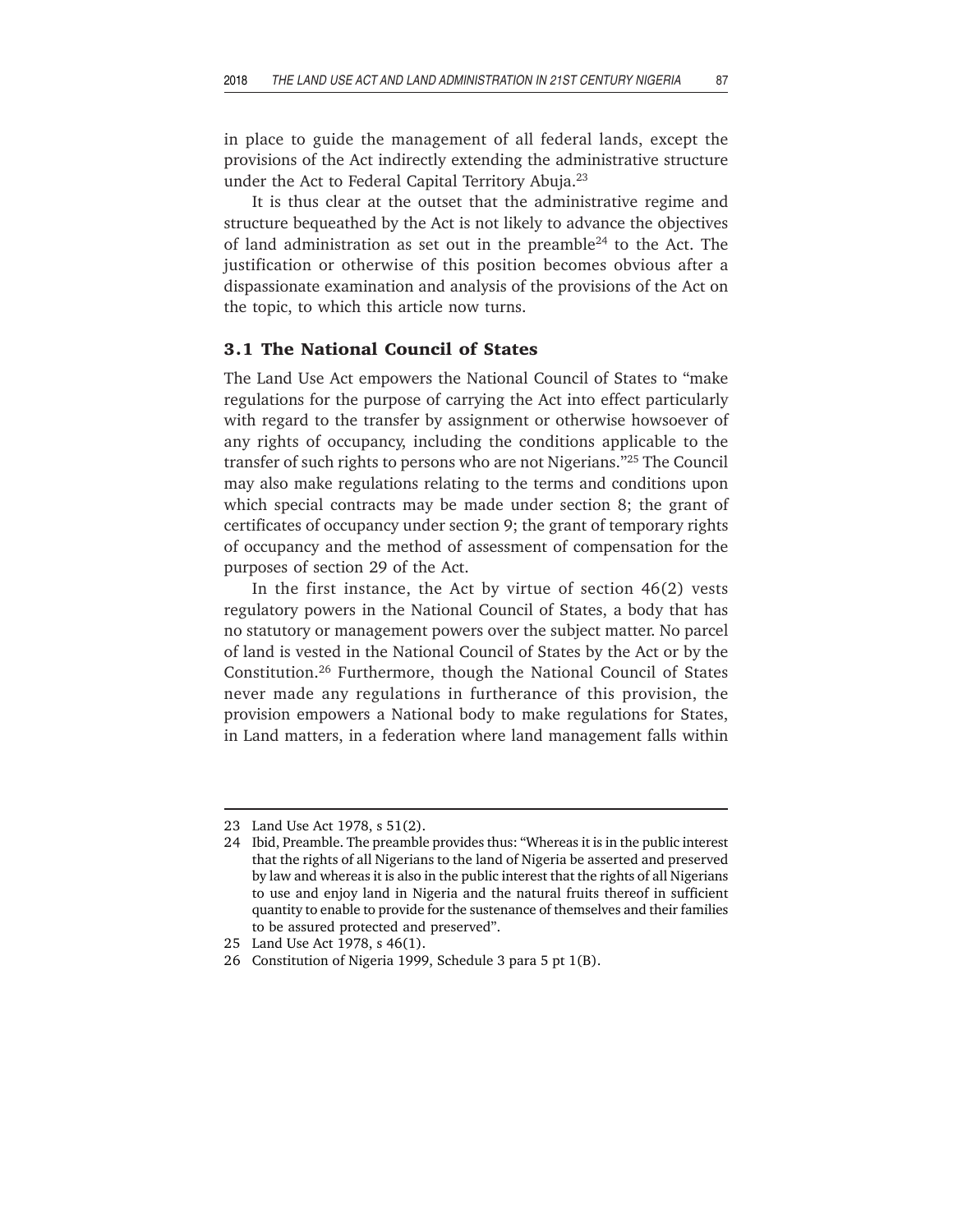in place to guide the management of all federal lands, except the provisions of the Act indirectly extending the administrative structure under the Act to Federal Capital Territory Abuja.[23]

It is thus clear at the outset that the administrative regime and structure bequeathed by the Act is not likely to advance the objectives of land administration as set out in the preamble[24] to the Act. The justification or otherwise of this position becomes obvious after a dispassionate examination and analysis of the provisions of the Act on the topic, to which this article now turns.

### 3.1 The National Council of States

The Land Use Act empowers the National Council of States to "make regulations for the purpose of carrying the Act into effect particularly with regard to the transfer by assignment or otherwise howsoever of any rights of occupancy, including the conditions applicable to the transfer of such rights to persons who are not Nigerians."[25] The Council may also make regulations relating to the terms and conditions upon which special contracts may be made under section 8; the grant of certificates of occupancy under section 9; the grant of temporary rights of occupancy and the method of assessment of compensation for the purposes of section 29 of the Act.

In the first instance, the Act by virtue of section 46(2) vests regulatory powers in the National Council of States, a body that has no statutory or management powers over the subject matter. No parcel of land is vested in the National Council of States by the Act or by the Constitution.[26] Furthermore, though the National Council of States never made any regulations in furtherance of this provision, the provision empowers a National body to make regulations for States, in Land matters, in a federation where land management falls within

---

23 Land Use Act 1978, s 51(2).

24 Ibid, Preamble. The preamble provides thus: "Whereas it is in the public interest that the rights of all Nigerians to the land of Nigeria be asserted and preserved by law and whereas it is also in the public interest that the rights of all Nigerians to use and enjoy land in Nigeria and the natural fruits thereof in sufficient quantity to enable to provide for the sustenance of themselves and their families to be assured protected and preserved".

25 Land Use Act 1978, s 46(1).

26 Constitution of Nigeria 1999, Schedule 3 para 5 pt 1(B).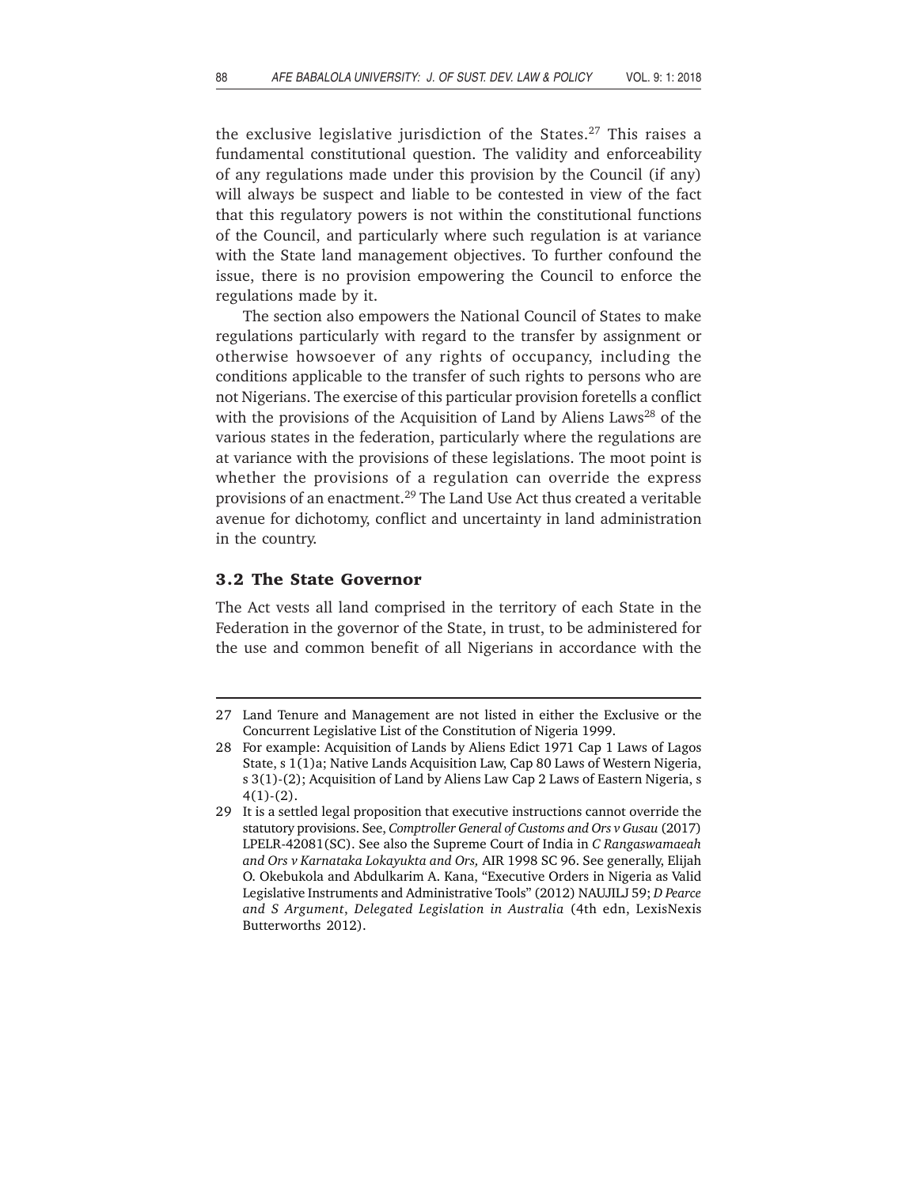the exclusive legislative jurisdiction of the States.[27] This raises a fundamental constitutional question. The validity and enforceability of any regulations made under this provision by the Council (if any) will always be suspect and liable to be contested in view of the fact that this regulatory powers is not within the constitutional functions of the Council, and particularly where such regulation is at variance with the State land management objectives. To further confound the issue, there is no provision empowering the Council to enforce the regulations made by it.

The section also empowers the National Council of States to make regulations particularly with regard to the transfer by assignment or otherwise howsoever of any rights of occupancy, including the conditions applicable to the transfer of such rights to persons who are not Nigerians. The exercise of this particular provision foretells a conflict with the provisions of the Acquisition of Land by Aliens Laws[28] of the various states in the federation, particularly where the regulations are at variance with the provisions of these legislations. The moot point is whether the provisions of a regulation can override the express provisions of an enactment.[29] The Land Use Act thus created a veritable avenue for dichotomy, conflict and uncertainty in land administration in the country.

### 3.2 The State Governor

The Act vests all land comprised in the territory of each State in the Federation in the governor of the State, in trust, to be administered for the use and common benefit of all Nigerians in accordance with the

---

27 Land Tenure and Management are not listed in either the Exclusive or the Concurrent Legislative List of the Constitution of Nigeria 1999.

28 For example: Acquisition of Lands by Aliens Edict 1971 Cap 1 Laws of Lagos State, s 1(1)a; Native Lands Acquisition Law, Cap 80 Laws of Western Nigeria, s 3(1)-(2); Acquisition of Land by Aliens Law Cap 2 Laws of Eastern Nigeria, s 4(1)-(2).

29 It is a settled legal proposition that executive instructions cannot override the statutory provisions. See, *Comptroller General of Customs and Ors v Gusau* (2017) LPELR-42081(SC). See also the Supreme Court of India in *C Rangaswamaeah and Ors v Karnataka Lokayukta and Ors,* AIR 1998 SC 96. See generally, Elijah O. Okebukola and Abdulkarim A. Kana, "Executive Orders in Nigeria as Valid Legislative Instruments and Administrative Tools" (2012) NAUJILJ 59; *D Pearce and S Argument*, *Delegated Legislation in Australia* (4th edn, LexisNexis Butterworths 2012).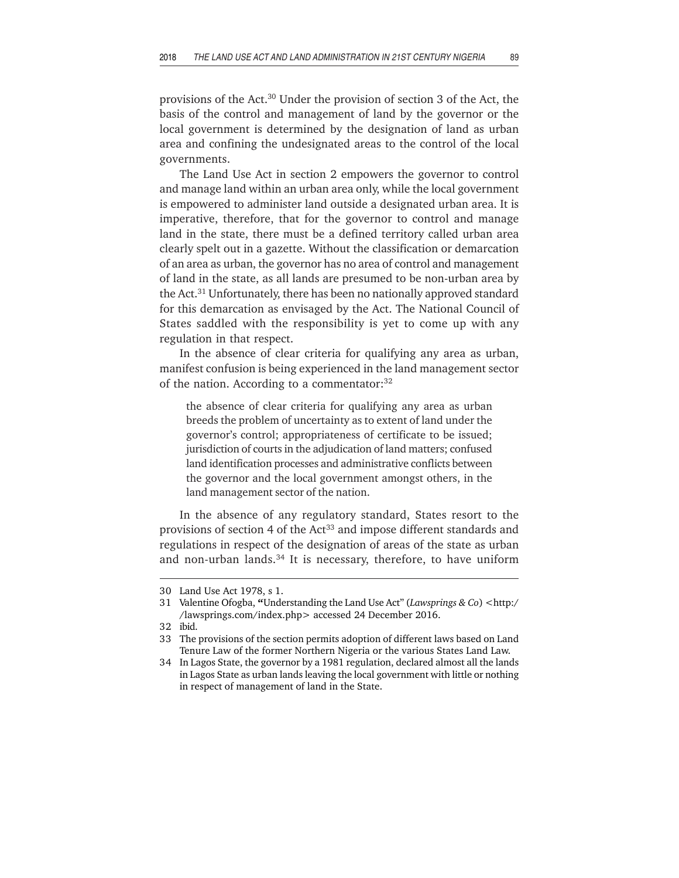provisions of the Act.[30] Under the provision of section 3 of the Act, the basis of the control and management of land by the governor or the local government is determined by the designation of land as urban area and confining the undesignated areas to the control of the local governments.

The Land Use Act in section 2 empowers the governor to control and manage land within an urban area only, while the local government is empowered to administer land outside a designated urban area. It is imperative, therefore, that for the governor to control and manage land in the state, there must be a defined territory called urban area clearly spelt out in a gazette. Without the classification or demarcation of an area as urban, the governor has no area of control and management of land in the state, as all lands are presumed to be non-urban area by the Act.[31] Unfortunately, there has been no nationally approved standard for this demarcation as envisaged by the Act. The National Council of States saddled with the responsibility is yet to come up with any regulation in that respect.

In the absence of clear criteria for qualifying any area as urban, manifest confusion is being experienced in the land management sector of the nation. According to a commentator:[32]

> the absence of clear criteria for qualifying any area as urban breeds the problem of uncertainty as to extent of land under the governor's control; appropriateness of certificate to be issued; jurisdiction of courts in the adjudication of land matters; confused land identification processes and administrative conflicts between the governor and the local government amongst others, in the land management sector of the nation.

In the absence of any regulatory standard, States resort to the provisions of section 4 of the Act[33] and impose different standards and regulations in respect of the designation of areas of the state as urban and non-urban lands.[34] It is necessary, therefore, to have uniform

---

30 Land Use Act 1978, s 1.

31 Valentine Ofogba, **"**Understanding the Land Use Act" (*Lawsprings & Co*) <http://lawsprings.com/index.php> accessed 24 December 2016.

32 ibid.

33 The provisions of the section permits adoption of different laws based on Land Tenure Law of the former Northern Nigeria or the various States Land Law.

34 In Lagos State, the governor by a 1981 regulation, declared almost all the lands in Lagos State as urban lands leaving the local government with little or nothing in respect of management of land in the State.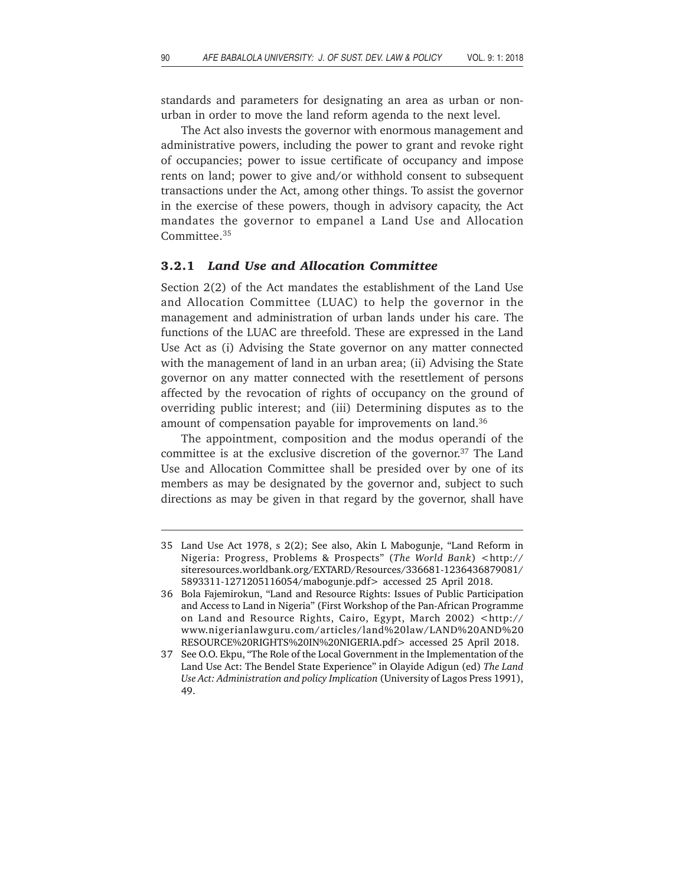standards and parameters for designating an area as urban or non-urban in order to move the land reform agenda to the next level.

The Act also invests the governor with enormous management and administrative powers, including the power to grant and revoke right of occupancies; power to issue certificate of occupancy and impose rents on land; power to give and/or withhold consent to subsequent transactions under the Act, among other things. To assist the governor in the exercise of these powers, though in advisory capacity, the Act mandates the governor to empanel a Land Use and Allocation Committee.[35]

### 3.2.1 *Land Use and Allocation Committee*

Section 2(2) of the Act mandates the establishment of the Land Use and Allocation Committee (LUAC) to help the governor in the management and administration of urban lands under his care. The functions of the LUAC are threefold. These are expressed in the Land Use Act as (i) Advising the State governor on any matter connected with the management of land in an urban area; (ii) Advising the State governor on any matter connected with the resettlement of persons affected by the revocation of rights of occupancy on the ground of overriding public interest; and (iii) Determining disputes as to the amount of compensation payable for improvements on land.[36]

The appointment, composition and the modus operandi of the committee is at the exclusive discretion of the governor.[37] The Land Use and Allocation Committee shall be presided over by one of its members as may be designated by the governor and, subject to such directions as may be given in that regard by the governor, shall have

---

35 Land Use Act 1978, s 2(2); See also, Akin L Mabogunje, "Land Reform in Nigeria: Progress, Problems & Prospects" (*The World Bank*) <http://siteresources.worldbank.org/EXTARD/Resources/336681-1236436879081/5893311-1271205116054/mabogunje.pdf> accessed 25 April 2018.

36 Bola Fajemirokun, "Land and Resource Rights: Issues of Public Participation and Access to Land in Nigeria" (First Workshop of the Pan-African Programme on Land and Resource Rights, Cairo, Egypt, March 2002) <http://www.nigerianlawguru.com/articles/land%20law/LAND%20AND%20RESOURCE%20RIGHTS%20IN%20NIGERIA.pdf> accessed 25 April 2018.

37 See O.O. Ekpu, "The Role of the Local Government in the Implementation of the Land Use Act: The Bendel State Experience" in Olayide Adigun (ed) *The Land Use Act: Administration and policy Implication* (University of Lagos Press 1991), 49.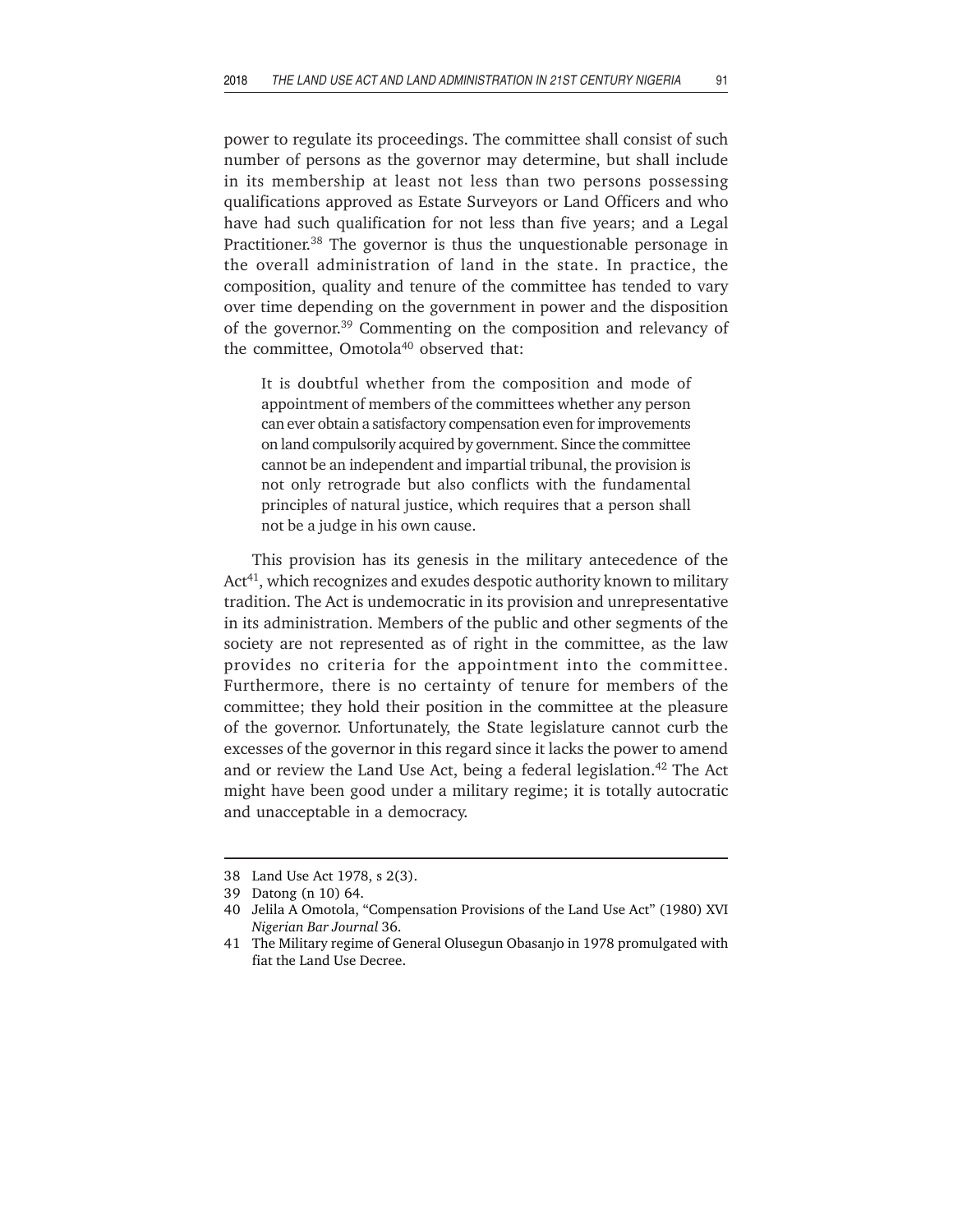power to regulate its proceedings. The committee shall consist of such number of persons as the governor may determine, but shall include in its membership at least not less than two persons possessing qualifications approved as Estate Surveyors or Land Officers and who have had such qualification for not less than five years; and a Legal Practitioner.[38] The governor is thus the unquestionable personage in the overall administration of land in the state. In practice, the composition, quality and tenure of the committee has tended to vary over time depending on the government in power and the disposition of the governor.[39] Commenting on the composition and relevancy of the committee, Omotola[40] observed that:

> It is doubtful whether from the composition and mode of appointment of members of the committees whether any person can ever obtain a satisfactory compensation even for improvements on land compulsorily acquired by government. Since the committee cannot be an independent and impartial tribunal, the provision is not only retrograde but also conflicts with the fundamental principles of natural justice, which requires that a person shall not be a judge in his own cause.

This provision has its genesis in the military antecedence of the Act[41], which recognizes and exudes despotic authority known to military tradition. The Act is undemocratic in its provision and unrepresentative in its administration. Members of the public and other segments of the society are not represented as of right in the committee, as the law provides no criteria for the appointment into the committee. Furthermore, there is no certainty of tenure for members of the committee; they hold their position in the committee at the pleasure of the governor. Unfortunately, the State legislature cannot curb the excesses of the governor in this regard since it lacks the power to amend and or review the Land Use Act, being a federal legislation.[42] The Act might have been good under a military regime; it is totally autocratic and unacceptable in a democracy.

---

38 Land Use Act 1978, s 2(3).

39 Datong (n 10) 64.

40 Jelila A Omotola, "Compensation Provisions of the Land Use Act" (1980) XVI *Nigerian Bar Journal* 36.

41 The Military regime of General Olusegun Obasanjo in 1978 promulgated with fiat the Land Use Decree.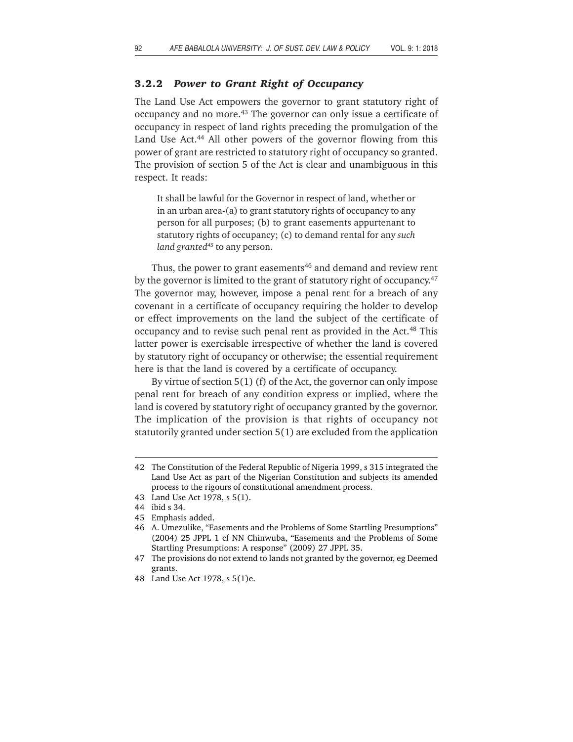### 3.2.2 *Power to Grant Right of Occupancy*

The Land Use Act empowers the governor to grant statutory right of occupancy and no more.[43] The governor can only issue a certificate of occupancy in respect of land rights preceding the promulgation of the Land Use Act.[44] All other powers of the governor flowing from this power of grant are restricted to statutory right of occupancy so granted. The provision of section 5 of the Act is clear and unambiguous in this respect. It reads:

> It shall be lawful for the Governor in respect of land, whether or in an urban area-(a) to grant statutory rights of occupancy to any person for all purposes; (b) to grant easements appurtenant to statutory rights of occupancy; (c) to demand rental for any *such land granted*[45] to any person.

Thus, the power to grant easements[46] and demand and review rent by the governor is limited to the grant of statutory right of occupancy.[47] The governor may, however, impose a penal rent for a breach of any covenant in a certificate of occupancy requiring the holder to develop or effect improvements on the land the subject of the certificate of occupancy and to revise such penal rent as provided in the Act.[48] This latter power is exercisable irrespective of whether the land is covered by statutory right of occupancy or otherwise; the essential requirement here is that the land is covered by a certificate of occupancy.

By virtue of section 5(1) (f) of the Act, the governor can only impose penal rent for breach of any condition express or implied, where the land is covered by statutory right of occupancy granted by the governor. The implication of the provision is that rights of occupancy not statutorily granted under section 5(1) are excluded from the application

---

42 The Constitution of the Federal Republic of Nigeria 1999, s 315 integrated the Land Use Act as part of the Nigerian Constitution and subjects its amended process to the rigours of constitutional amendment process.

43 Land Use Act 1978, s 5(1).

44 ibid s 34.

45 Emphasis added.

46 A. Umezulike, "Easements and the Problems of Some Startling Presumptions" (2004) 25 JPPL 1 cf NN Chinwuba, "Easements and the Problems of Some Startling Presumptions: A response" (2009) 27 JPPL 35.

47 The provisions do not extend to lands not granted by the governor, eg Deemed grants.

48 Land Use Act 1978, s 5(1)e.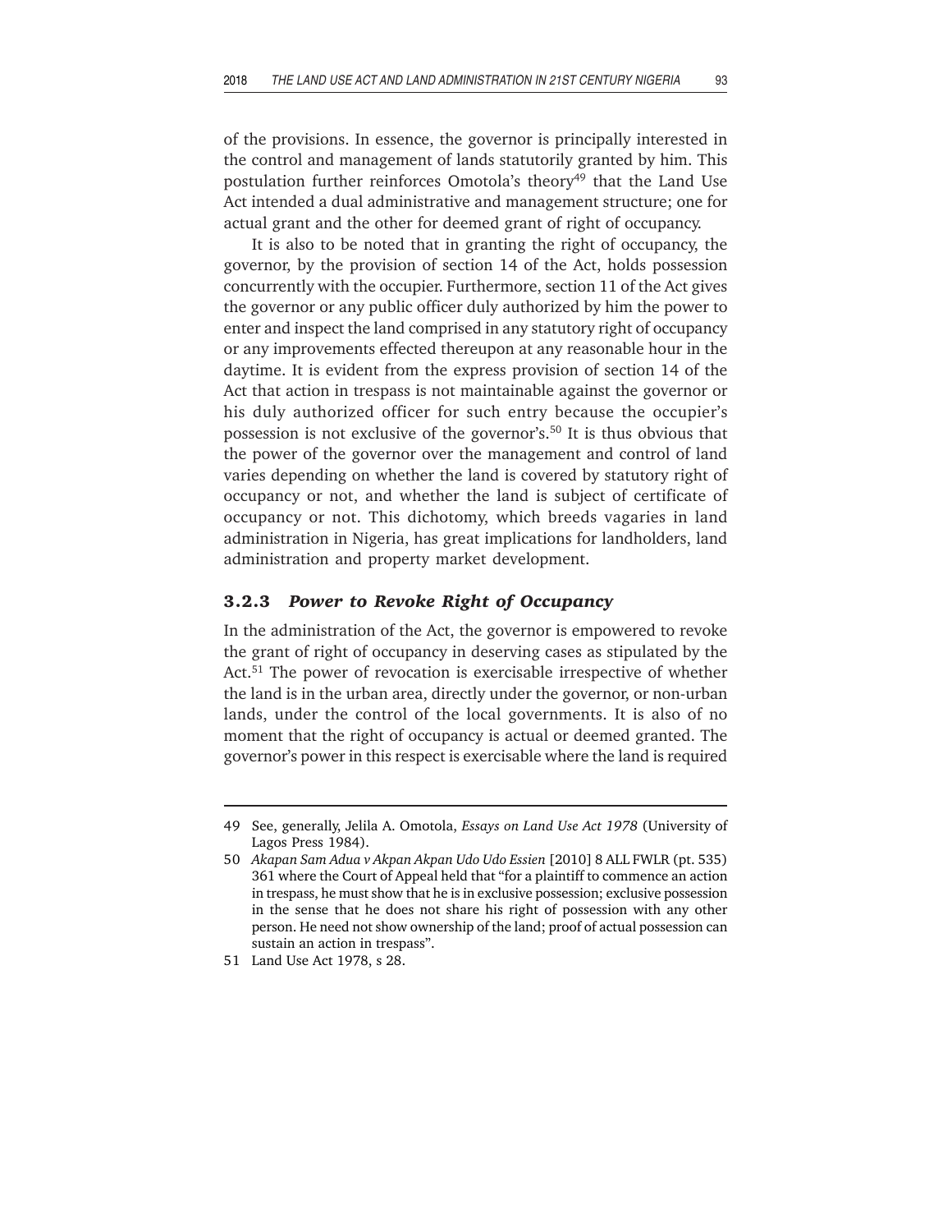of the provisions. In essence, the governor is principally interested in the control and management of lands statutorily granted by him. This postulation further reinforces Omotola's theory[49] that the Land Use Act intended a dual administrative and management structure; one for actual grant and the other for deemed grant of right of occupancy.

It is also to be noted that in granting the right of occupancy, the governor, by the provision of section 14 of the Act, holds possession concurrently with the occupier. Furthermore, section 11 of the Act gives the governor or any public officer duly authorized by him the power to enter and inspect the land comprised in any statutory right of occupancy or any improvements effected thereupon at any reasonable hour in the daytime. It is evident from the express provision of section 14 of the Act that action in trespass is not maintainable against the governor or his duly authorized officer for such entry because the occupier's possession is not exclusive of the governor's.[50] It is thus obvious that the power of the governor over the management and control of land varies depending on whether the land is covered by statutory right of occupancy or not, and whether the land is subject of certificate of occupancy or not. This dichotomy, which breeds vagaries in land administration in Nigeria, has great implications for landholders, land administration and property market development.

### 3.2.3 *Power to Revoke Right of Occupancy*

In the administration of the Act, the governor is empowered to revoke the grant of right of occupancy in deserving cases as stipulated by the Act.[51] The power of revocation is exercisable irrespective of whether the land is in the urban area, directly under the governor, or non-urban lands, under the control of the local governments. It is also of no moment that the right of occupancy is actual or deemed granted. The governor's power in this respect is exercisable where the land is required

---

49 See, generally, Jelila A. Omotola, *Essays on Land Use Act 1978* (University of Lagos Press 1984).

50 *Akapan Sam Adua v Akpan Akpan Udo Udo Essien* [2010] 8 ALL FWLR (pt. 535) 361 where the Court of Appeal held that "for a plaintiff to commence an action in trespass, he must show that he is in exclusive possession; exclusive possession in the sense that he does not share his right of possession with any other person. He need not show ownership of the land; proof of actual possession can sustain an action in trespass".

51 Land Use Act 1978, s 28.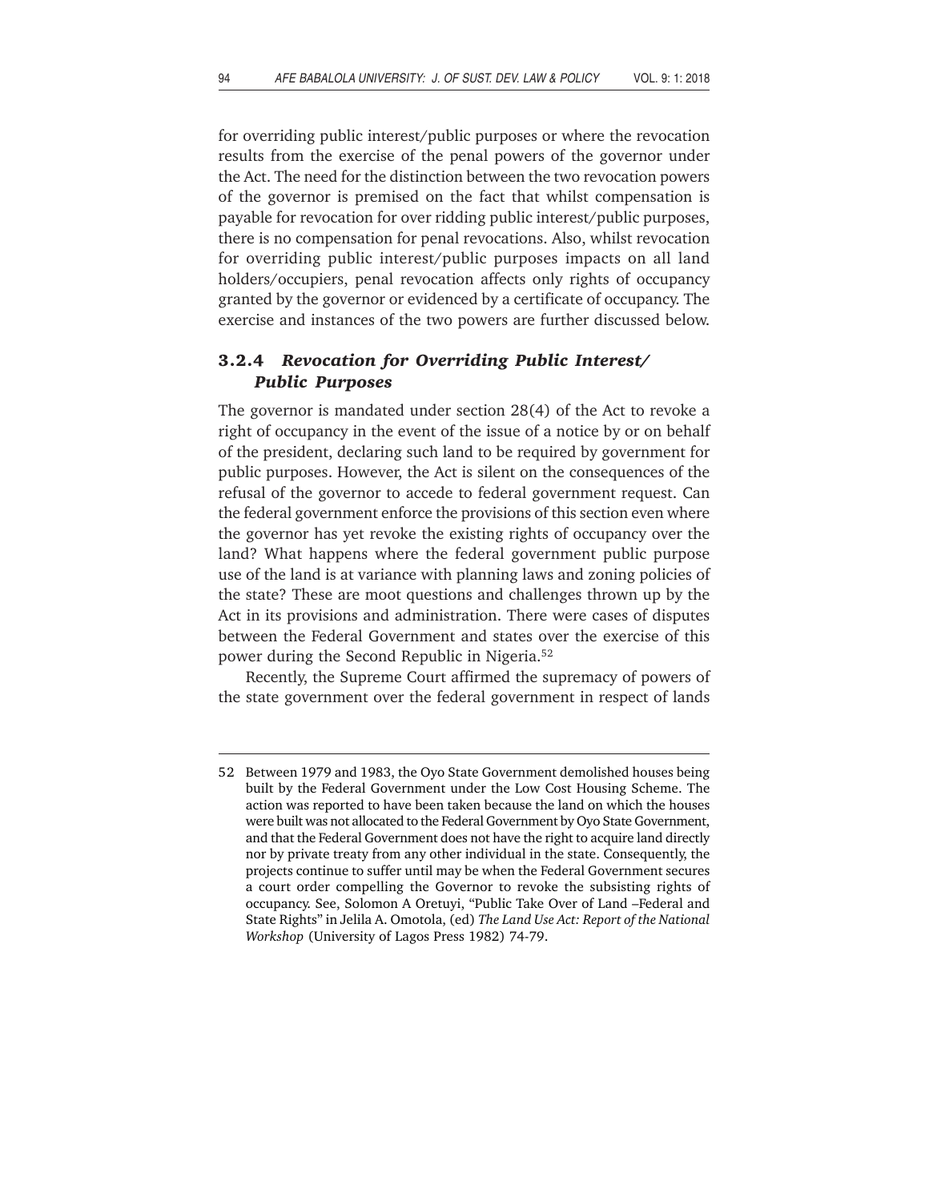for overriding public interest/public purposes or where the revocation results from the exercise of the penal powers of the governor under the Act. The need for the distinction between the two revocation powers of the governor is premised on the fact that whilst compensation is payable for revocation for over ridding public interest/public purposes, there is no compensation for penal revocations. Also, whilst revocation for overriding public interest/public purposes impacts on all land holders/occupiers, penal revocation affects only rights of occupancy granted by the governor or evidenced by a certificate of occupancy. The exercise and instances of the two powers are further discussed below.

### 3.2.4 *Revocation for Overriding Public Interest/ Public Purposes*

The governor is mandated under section 28(4) of the Act to revoke a right of occupancy in the event of the issue of a notice by or on behalf of the president, declaring such land to be required by government for public purposes. However, the Act is silent on the consequences of the refusal of the governor to accede to federal government request. Can the federal government enforce the provisions of this section even where the governor has yet revoke the existing rights of occupancy over the land? What happens where the federal government public purpose use of the land is at variance with planning laws and zoning policies of the state? These are moot questions and challenges thrown up by the Act in its provisions and administration. There were cases of disputes between the Federal Government and states over the exercise of this power during the Second Republic in Nigeria.[52]

Recently, the Supreme Court affirmed the supremacy of powers of the state government over the federal government in respect of lands

---

52 Between 1979 and 1983, the Oyo State Government demolished houses being built by the Federal Government under the Low Cost Housing Scheme. The action was reported to have been taken because the land on which the houses were built was not allocated to the Federal Government by Oyo State Government, and that the Federal Government does not have the right to acquire land directly nor by private treaty from any other individual in the state. Consequently, the projects continue to suffer until may be when the Federal Government secures a court order compelling the Governor to revoke the subsisting rights of occupancy. See, Solomon A Oretuyi, "Public Take Over of Land –Federal and State Rights" in Jelila A. Omotola, (ed) *The Land Use Act: Report of the National Workshop* (University of Lagos Press 1982) 74-79.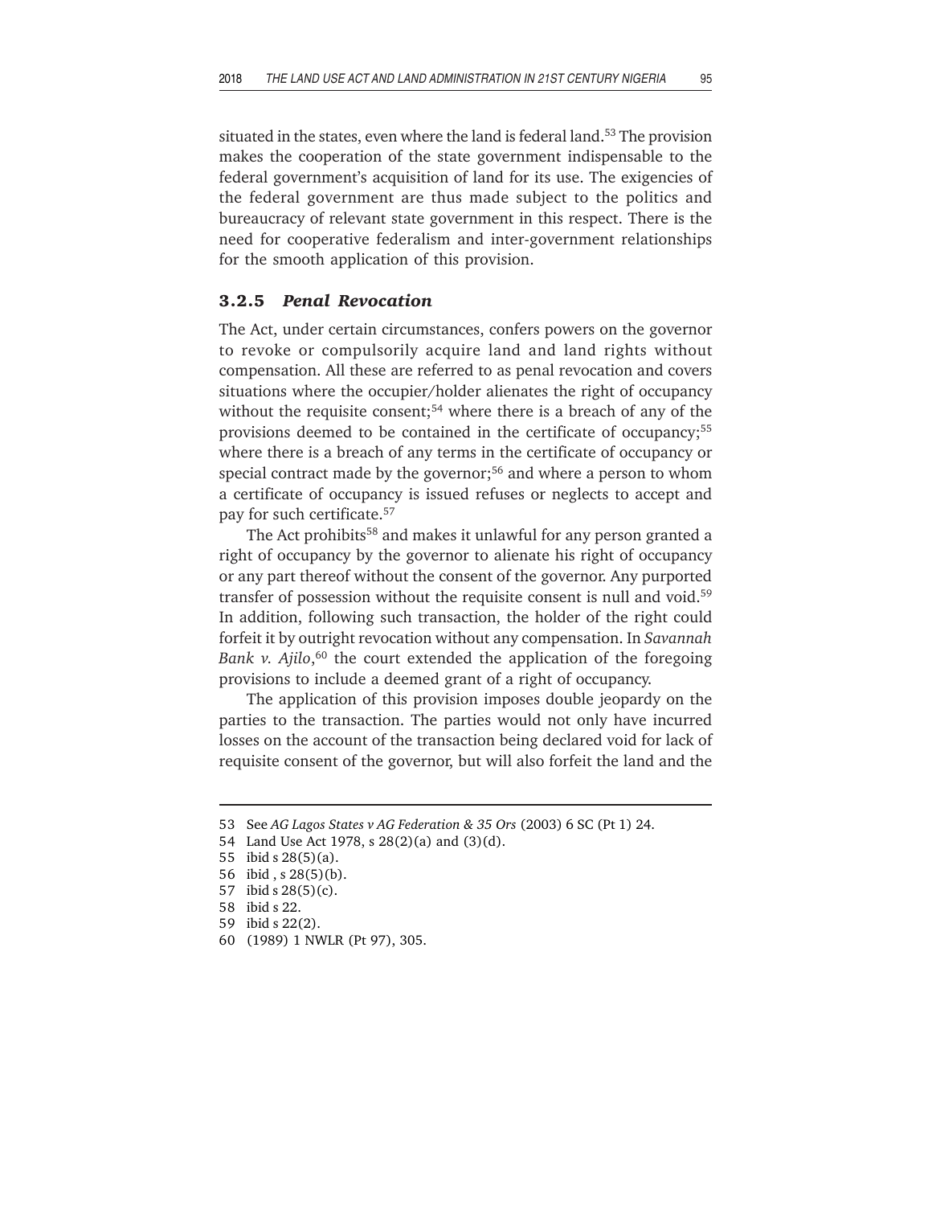situated in the states, even where the land is federal land.[53] The provision makes the cooperation of the state government indispensable to the federal government's acquisition of land for its use. The exigencies of the federal government are thus made subject to the politics and bureaucracy of relevant state government in this respect. There is the need for cooperative federalism and inter-government relationships for the smooth application of this provision.

### 3.2.5 *Penal Revocation*

The Act, under certain circumstances, confers powers on the governor to revoke or compulsorily acquire land and land rights without compensation. All these are referred to as penal revocation and covers situations where the occupier/holder alienates the right of occupancy without the requisite consent;[54] where there is a breach of any of the provisions deemed to be contained in the certificate of occupancy;[55] where there is a breach of any terms in the certificate of occupancy or special contract made by the governor;[56] and where a person to whom a certificate of occupancy is issued refuses or neglects to accept and pay for such certificate.[57]

The Act prohibits[58] and makes it unlawful for any person granted a right of occupancy by the governor to alienate his right of occupancy or any part thereof without the consent of the governor. Any purported transfer of possession without the requisite consent is null and void.[59] In addition, following such transaction, the holder of the right could forfeit it by outright revocation without any compensation. In *Savannah Bank v. Ajilo*,[60] the court extended the application of the foregoing provisions to include a deemed grant of a right of occupancy.

The application of this provision imposes double jeopardy on the parties to the transaction. The parties would not only have incurred losses on the account of the transaction being declared void for lack of requisite consent of the governor, but will also forfeit the land and the

---

53 See *AG Lagos States v AG Federation & 35 Ors* (2003) 6 SC (Pt 1) 24.

54 Land Use Act 1978, s 28(2)(a) and (3)(d).

55 ibid s 28(5)(a).

56 ibid , s 28(5)(b).

57 ibid s 28(5)(c).

58 ibid s 22.

59 ibid s 22(2).

60 (1989) 1 NWLR (Pt 97), 305.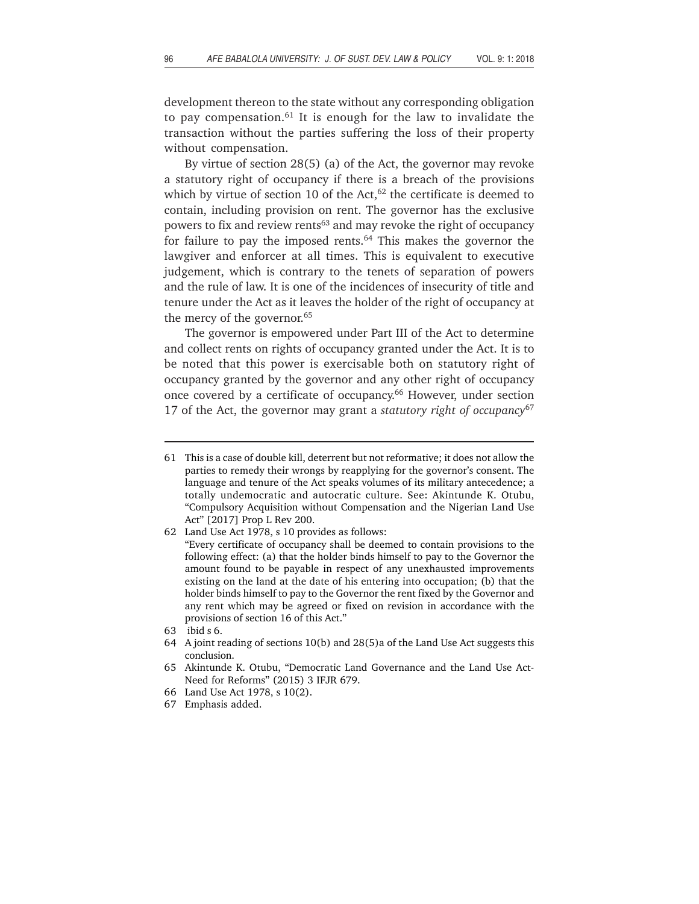development thereon to the state without any corresponding obligation to pay compensation.[61] It is enough for the law to invalidate the transaction without the parties suffering the loss of their property without compensation.

By virtue of section 28(5) (a) of the Act, the governor may revoke a statutory right of occupancy if there is a breach of the provisions which by virtue of section 10 of the Act,[62] the certificate is deemed to contain, including provision on rent. The governor has the exclusive powers to fix and review rents[63] and may revoke the right of occupancy for failure to pay the imposed rents.[64] This makes the governor the lawgiver and enforcer at all times. This is equivalent to executive judgement, which is contrary to the tenets of separation of powers and the rule of law. It is one of the incidences of insecurity of title and tenure under the Act as it leaves the holder of the right of occupancy at the mercy of the governor.[65]

The governor is empowered under Part III of the Act to determine and collect rents on rights of occupancy granted under the Act. It is to be noted that this power is exercisable both on statutory right of occupancy granted by the governor and any other right of occupancy once covered by a certificate of occupancy.[66] However, under section 17 of the Act, the governor may grant a *statutory right of occupancy*[67]

---

61 This is a case of double kill, deterrent but not reformative; it does not allow the parties to remedy their wrongs by reapplying for the governor's consent. The language and tenure of the Act speaks volumes of its military antecedence; a totally undemocratic and autocratic culture. See: Akintunde K. Otubu, "Compulsory Acquisition without Compensation and the Nigerian Land Use Act" [2017] Prop L Rev 200.

62 Land Use Act 1978, s 10 provides as follows:
"Every certificate of occupancy shall be deemed to contain provisions to the following effect: (a) that the holder binds himself to pay to the Governor the amount found to be payable in respect of any unexhausted improvements existing on the land at the date of his entering into occupation; (b) that the holder binds himself to pay to the Governor the rent fixed by the Governor and any rent which may be agreed or fixed on revision in accordance with the provisions of section 16 of this Act."

63 ibid s 6.

64 A joint reading of sections 10(b) and 28(5)a of the Land Use Act suggests this conclusion.

65 Akintunde K. Otubu, "Democratic Land Governance and the Land Use Act-Need for Reforms" (2015) 3 IFJR 679.

66 Land Use Act 1978, s 10(2).

67 Emphasis added.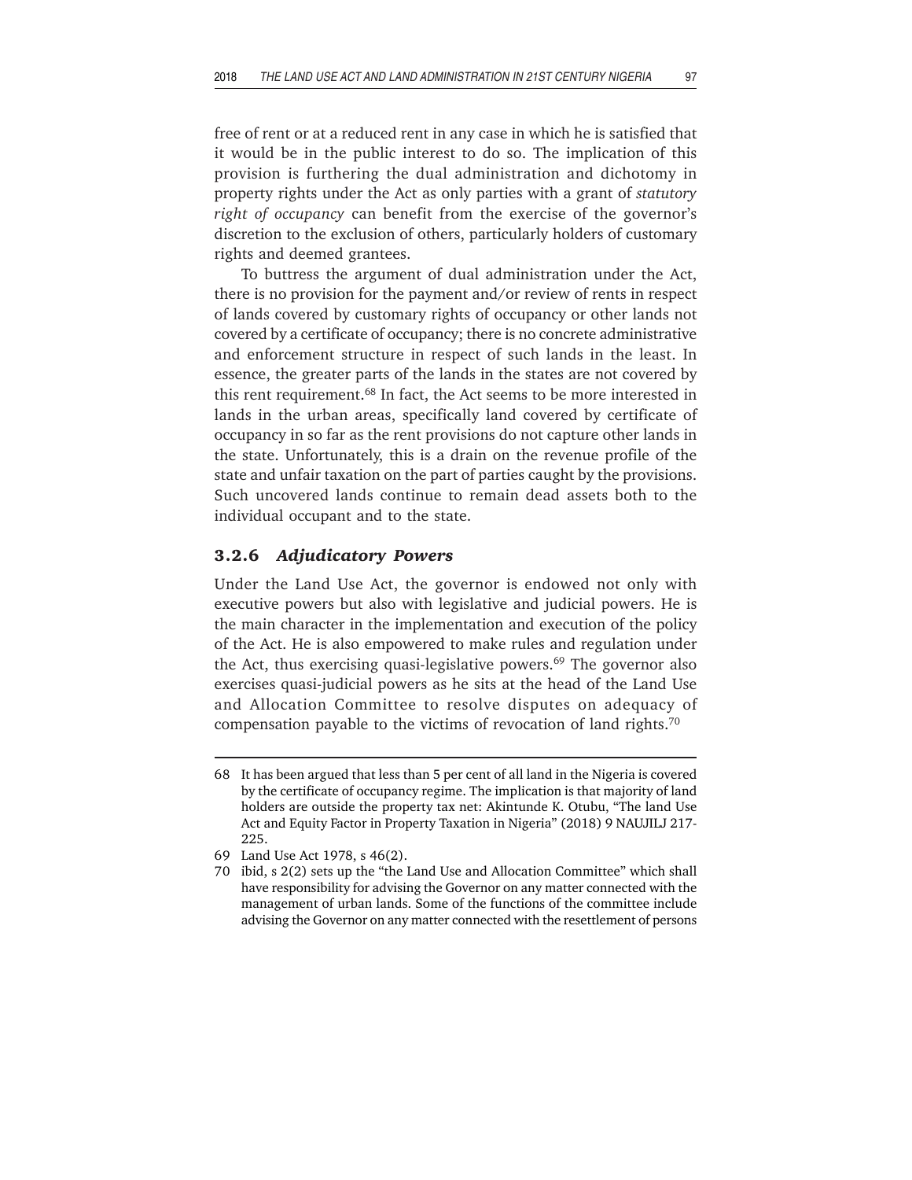free of rent or at a reduced rent in any case in which he is satisfied that it would be in the public interest to do so. The implication of this provision is furthering the dual administration and dichotomy in property rights under the Act as only parties with a grant of *statutory right of occupancy* can benefit from the exercise of the governor's discretion to the exclusion of others, particularly holders of customary rights and deemed grantees.

To buttress the argument of dual administration under the Act, there is no provision for the payment and/or review of rents in respect of lands covered by customary rights of occupancy or other lands not covered by a certificate of occupancy; there is no concrete administrative and enforcement structure in respect of such lands in the least. In essence, the greater parts of the lands in the states are not covered by this rent requirement.[68] In fact, the Act seems to be more interested in lands in the urban areas, specifically land covered by certificate of occupancy in so far as the rent provisions do not capture other lands in the state. Unfortunately, this is a drain on the revenue profile of the state and unfair taxation on the part of parties caught by the provisions. Such uncovered lands continue to remain dead assets both to the individual occupant and to the state.

### 3.2.6 *Adjudicatory Powers*

Under the Land Use Act, the governor is endowed not only with executive powers but also with legislative and judicial powers. He is the main character in the implementation and execution of the policy of the Act. He is also empowered to make rules and regulation under the Act, thus exercising quasi-legislative powers.[69] The governor also exercises quasi-judicial powers as he sits at the head of the Land Use and Allocation Committee to resolve disputes on adequacy of compensation payable to the victims of revocation of land rights.[70]

---

68 It has been argued that less than 5 per cent of all land in the Nigeria is covered by the certificate of occupancy regime. The implication is that majority of land holders are outside the property tax net: Akintunde K. Otubu, "The land Use Act and Equity Factor in Property Taxation in Nigeria" (2018) 9 NAUJILJ 217-225.

69 Land Use Act 1978, s 46(2).

70 ibid, s 2(2) sets up the "the Land Use and Allocation Committee" which shall have responsibility for advising the Governor on any matter connected with the management of urban lands. Some of the functions of the committee include advising the Governor on any matter connected with the resettlement of persons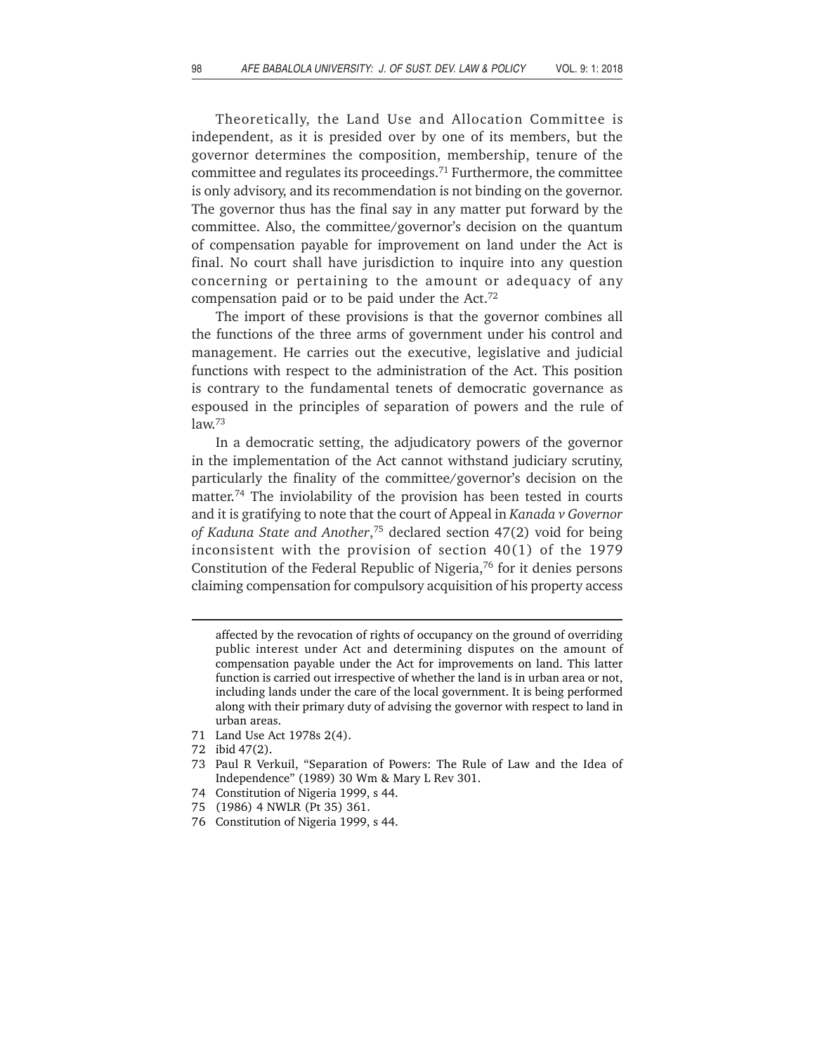Theoretically, the Land Use and Allocation Committee is independent, as it is presided over by one of its members, but the governor determines the composition, membership, tenure of the committee and regulates its proceedings.[71] Furthermore, the committee is only advisory, and its recommendation is not binding on the governor. The governor thus has the final say in any matter put forward by the committee. Also, the committee/governor's decision on the quantum of compensation payable for improvement on land under the Act is final. No court shall have jurisdiction to inquire into any question concerning or pertaining to the amount or adequacy of any compensation paid or to be paid under the Act.[72]

The import of these provisions is that the governor combines all the functions of the three arms of government under his control and management. He carries out the executive, legislative and judicial functions with respect to the administration of the Act. This position is contrary to the fundamental tenets of democratic governance as espoused in the principles of separation of powers and the rule of law.[73]

In a democratic setting, the adjudicatory powers of the governor in the implementation of the Act cannot withstand judiciary scrutiny, particularly the finality of the committee/governor's decision on the matter.[74] The inviolability of the provision has been tested in courts and it is gratifying to note that the court of Appeal in *Kanada v Governor of Kaduna State and Another*,[75] declared section 47(2) void for being inconsistent with the provision of section 40(1) of the 1979 Constitution of the Federal Republic of Nigeria,[76] for it denies persons claiming compensation for compulsory acquisition of his property access

---

affected by the revocation of rights of occupancy on the ground of overriding public interest under Act and determining disputes on the amount of compensation payable under the Act for improvements on land. This latter function is carried out irrespective of whether the land is in urban area or not, including lands under the care of the local government. It is being performed along with their primary duty of advising the governor with respect to land in urban areas.

71 Land Use Act 1978s 2(4).

72 ibid 47(2).

73 Paul R Verkuil, "Separation of Powers: The Rule of Law and the Idea of Independence" (1989) 30 Wm & Mary L Rev 301.

74 Constitution of Nigeria 1999, s 44.

75 (1986) 4 NWLR (Pt 35) 361.

76 Constitution of Nigeria 1999, s 44.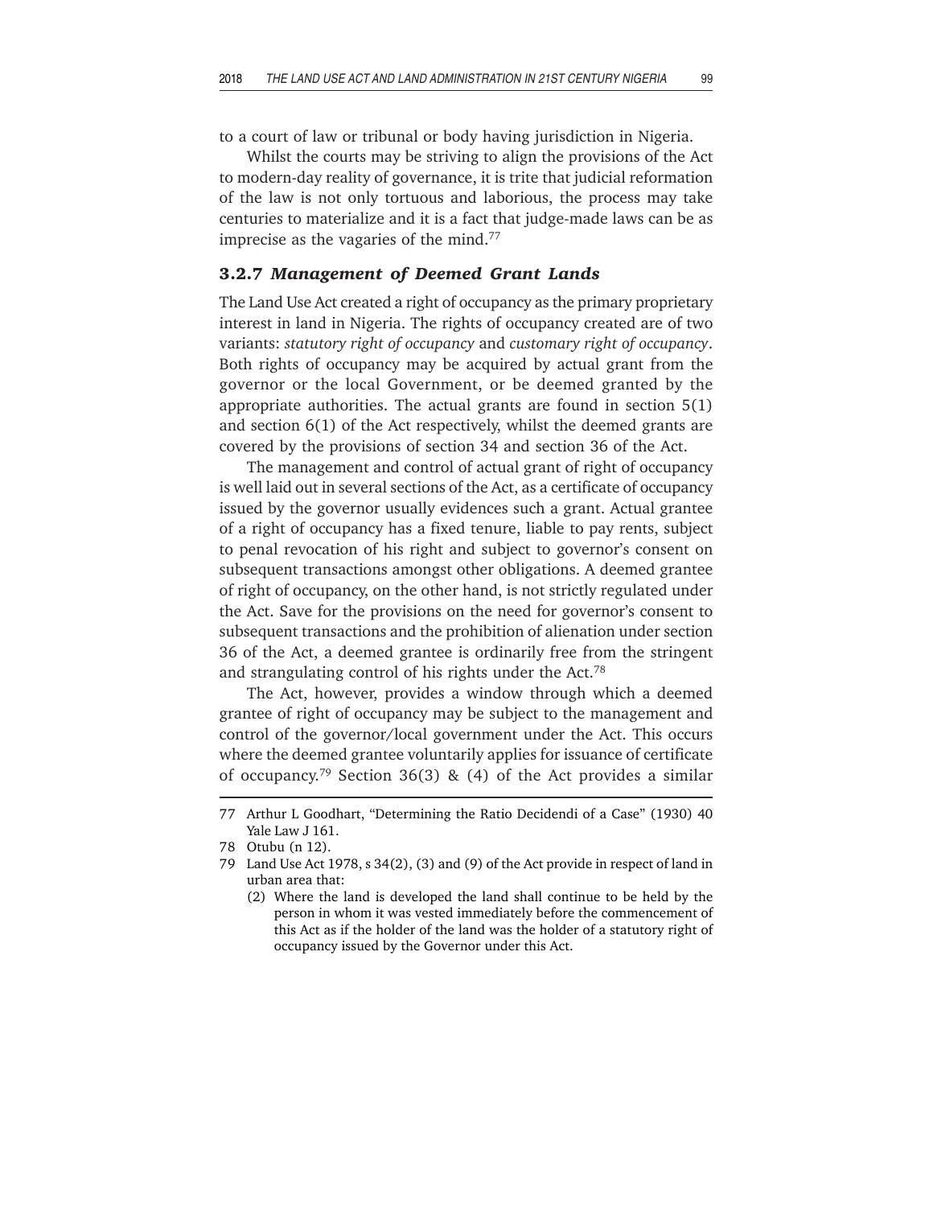to a court of law or tribunal or body having jurisdiction in Nigeria.

Whilst the courts may be striving to align the provisions of the Act to modern-day reality of governance, it is trite that judicial reformation of the law is not only tortuous and laborious, the process may take centuries to materialize and it is a fact that judge-made laws can be as imprecise as the vagaries of the mind.[77]

### 3.2.7 *Management of Deemed Grant Lands*

The Land Use Act created a right of occupancy as the primary proprietary interest in land in Nigeria. The rights of occupancy created are of two variants: *statutory right of occupancy* and *customary right of occupancy*. Both rights of occupancy may be acquired by actual grant from the governor or the local Government, or be deemed granted by the appropriate authorities. The actual grants are found in section 5(1) and section 6(1) of the Act respectively, whilst the deemed grants are covered by the provisions of section 34 and section 36 of the Act.

The management and control of actual grant of right of occupancy is well laid out in several sections of the Act, as a certificate of occupancy issued by the governor usually evidences such a grant. Actual grantee of a right of occupancy has a fixed tenure, liable to pay rents, subject to penal revocation of his right and subject to governor's consent on subsequent transactions amongst other obligations. A deemed grantee of right of occupancy, on the other hand, is not strictly regulated under the Act. Save for the provisions on the need for governor's consent to subsequent transactions and the prohibition of alienation under section 36 of the Act, a deemed grantee is ordinarily free from the stringent and strangulating control of his rights under the Act.[78]

The Act, however, provides a window through which a deemed grantee of right of occupancy may be subject to the management and control of the governor/local government under the Act. This occurs where the deemed grantee voluntarily applies for issuance of certificate of occupancy.[79] Section 36(3) & (4) of the Act provides a similar

---

77 Arthur L Goodhart, "Determining the Ratio Decidendi of a Case" (1930) 40 Yale Law J 161.

78 Otubu (n 12).

79 Land Use Act 1978, s 34(2), (3) and (9) of the Act provide in respect of land in urban area that:

(2) Where the land is developed the land shall continue to be held by the person in whom it was vested immediately before the commencement of this Act as if the holder of the land was the holder of a statutory right of occupancy issued by the Governor under this Act.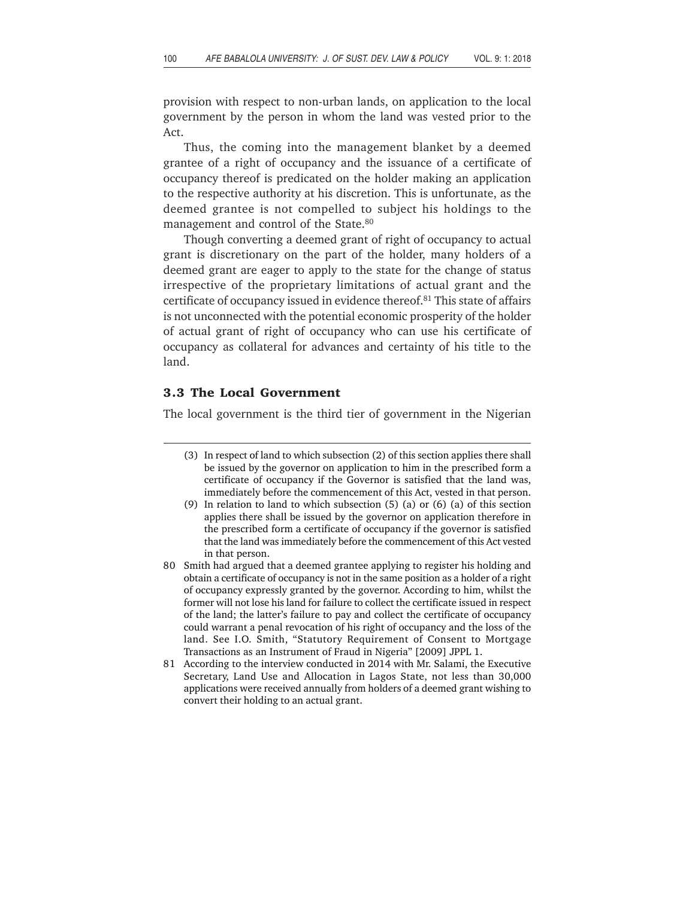provision with respect to non-urban lands, on application to the local government by the person in whom the land was vested prior to the Act.

Thus, the coming into the management blanket by a deemed grantee of a right of occupancy and the issuance of a certificate of occupancy thereof is predicated on the holder making an application to the respective authority at his discretion. This is unfortunate, as the deemed grantee is not compelled to subject his holdings to the management and control of the State.[80]

Though converting a deemed grant of right of occupancy to actual grant is discretionary on the part of the holder, many holders of a deemed grant are eager to apply to the state for the change of status irrespective of the proprietary limitations of actual grant and the certificate of occupancy issued in evidence thereof.[81] This state of affairs is not unconnected with the potential economic prosperity of the holder of actual grant of right of occupancy who can use his certificate of occupancy as collateral for advances and certainty of his title to the land.

### 3.3 The Local Government

The local government is the third tier of government in the Nigerian

---

(3) In respect of land to which subsection (2) of this section applies there shall be issued by the governor on application to him in the prescribed form a certificate of occupancy if the Governor is satisfied that the land was, immediately before the commencement of this Act, vested in that person.

(9) In relation to land to which subsection (5) (a) or (6) (a) of this section applies there shall be issued by the governor on application therefore in the prescribed form a certificate of occupancy if the governor is satisfied that the land was immediately before the commencement of this Act vested in that person.

80 Smith had argued that a deemed grantee applying to register his holding and obtain a certificate of occupancy is not in the same position as a holder of a right of occupancy expressly granted by the governor. According to him, whilst the former will not lose his land for failure to collect the certificate issued in respect of the land; the latter's failure to pay and collect the certificate of occupancy could warrant a penal revocation of his right of occupancy and the loss of the land. See I.O. Smith, "Statutory Requirement of Consent to Mortgage Transactions as an Instrument of Fraud in Nigeria" [2009] JPPL 1.

81 According to the interview conducted in 2014 with Mr. Salami, the Executive Secretary, Land Use and Allocation in Lagos State, not less than 30,000 applications were received annually from holders of a deemed grant wishing to convert their holding to an actual grant.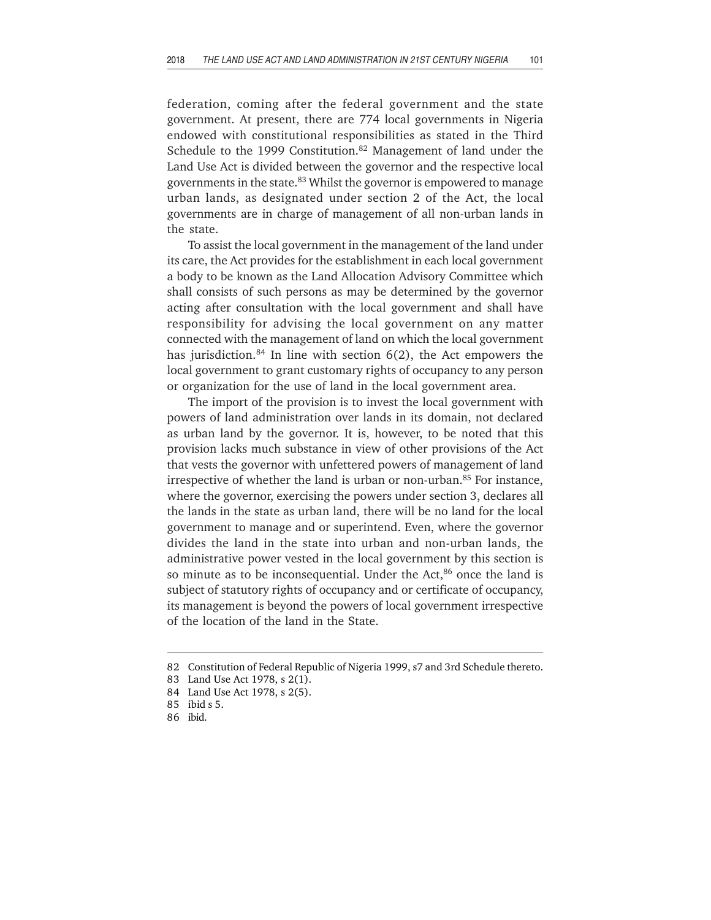federation, coming after the federal government and the state government. At present, there are 774 local governments in Nigeria endowed with constitutional responsibilities as stated in the Third Schedule to the 1999 Constitution.[82] Management of land under the Land Use Act is divided between the governor and the respective local governments in the state.[83] Whilst the governor is empowered to manage urban lands, as designated under section 2 of the Act, the local governments are in charge of management of all non-urban lands in the state.

To assist the local government in the management of the land under its care, the Act provides for the establishment in each local government a body to be known as the Land Allocation Advisory Committee which shall consists of such persons as may be determined by the governor acting after consultation with the local government and shall have responsibility for advising the local government on any matter connected with the management of land on which the local government has jurisdiction.[84] In line with section 6(2), the Act empowers the local government to grant customary rights of occupancy to any person or organization for the use of land in the local government area.

The import of the provision is to invest the local government with powers of land administration over lands in its domain, not declared as urban land by the governor. It is, however, to be noted that this provision lacks much substance in view of other provisions of the Act that vests the governor with unfettered powers of management of land irrespective of whether the land is urban or non-urban.[85] For instance, where the governor, exercising the powers under section 3, declares all the lands in the state as urban land, there will be no land for the local government to manage and or superintend. Even, where the governor divides the land in the state into urban and non-urban lands, the administrative power vested in the local government by this section is so minute as to be inconsequential. Under the Act,[86] once the land is subject of statutory rights of occupancy and or certificate of occupancy, its management is beyond the powers of local government irrespective of the location of the land in the State.

---

82 Constitution of Federal Republic of Nigeria 1999, s7 and 3rd Schedule thereto.

83 Land Use Act 1978, s 2(1).

84 Land Use Act 1978, s 2(5).

85 ibid s 5.

86 ibid.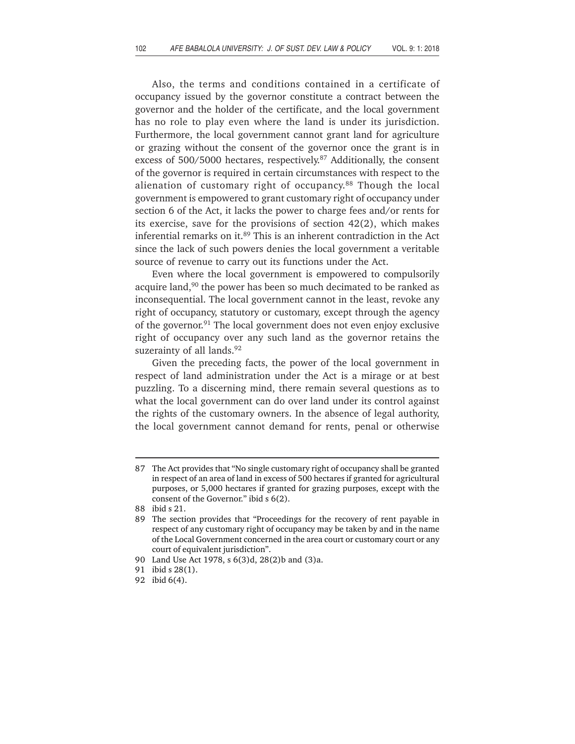Also, the terms and conditions contained in a certificate of occupancy issued by the governor constitute a contract between the governor and the holder of the certificate, and the local government has no role to play even where the land is under its jurisdiction. Furthermore, the local government cannot grant land for agriculture or grazing without the consent of the governor once the grant is in excess of 500/5000 hectares, respectively.[87] Additionally, the consent of the governor is required in certain circumstances with respect to the alienation of customary right of occupancy.[88] Though the local government is empowered to grant customary right of occupancy under section 6 of the Act, it lacks the power to charge fees and/or rents for its exercise, save for the provisions of section 42(2), which makes inferential remarks on it.[89] This is an inherent contradiction in the Act since the lack of such powers denies the local government a veritable source of revenue to carry out its functions under the Act.

Even where the local government is empowered to compulsorily acquire land,[90] the power has been so much decimated to be ranked as inconsequential. The local government cannot in the least, revoke any right of occupancy, statutory or customary, except through the agency of the governor.[91] The local government does not even enjoy exclusive right of occupancy over any such land as the governor retains the suzerainty of all lands.[92]

Given the preceding facts, the power of the local government in respect of land administration under the Act is a mirage or at best puzzling. To a discerning mind, there remain several questions as to what the local government can do over land under its control against the rights of the customary owners. In the absence of legal authority, the local government cannot demand for rents, penal or otherwise

---

87 The Act provides that "No single customary right of occupancy shall be granted in respect of an area of land in excess of 500 hectares if granted for agricultural purposes, or 5,000 hectares if granted for grazing purposes, except with the consent of the Governor." ibid s 6(2).

88 ibid s 21.

89 The section provides that "Proceedings for the recovery of rent payable in respect of any customary right of occupancy may be taken by and in the name of the Local Government concerned in the area court or customary court or any court of equivalent jurisdiction".

90 Land Use Act 1978, s 6(3)d, 28(2)b and (3)a.

91 ibid s 28(1).

92 ibid 6(4).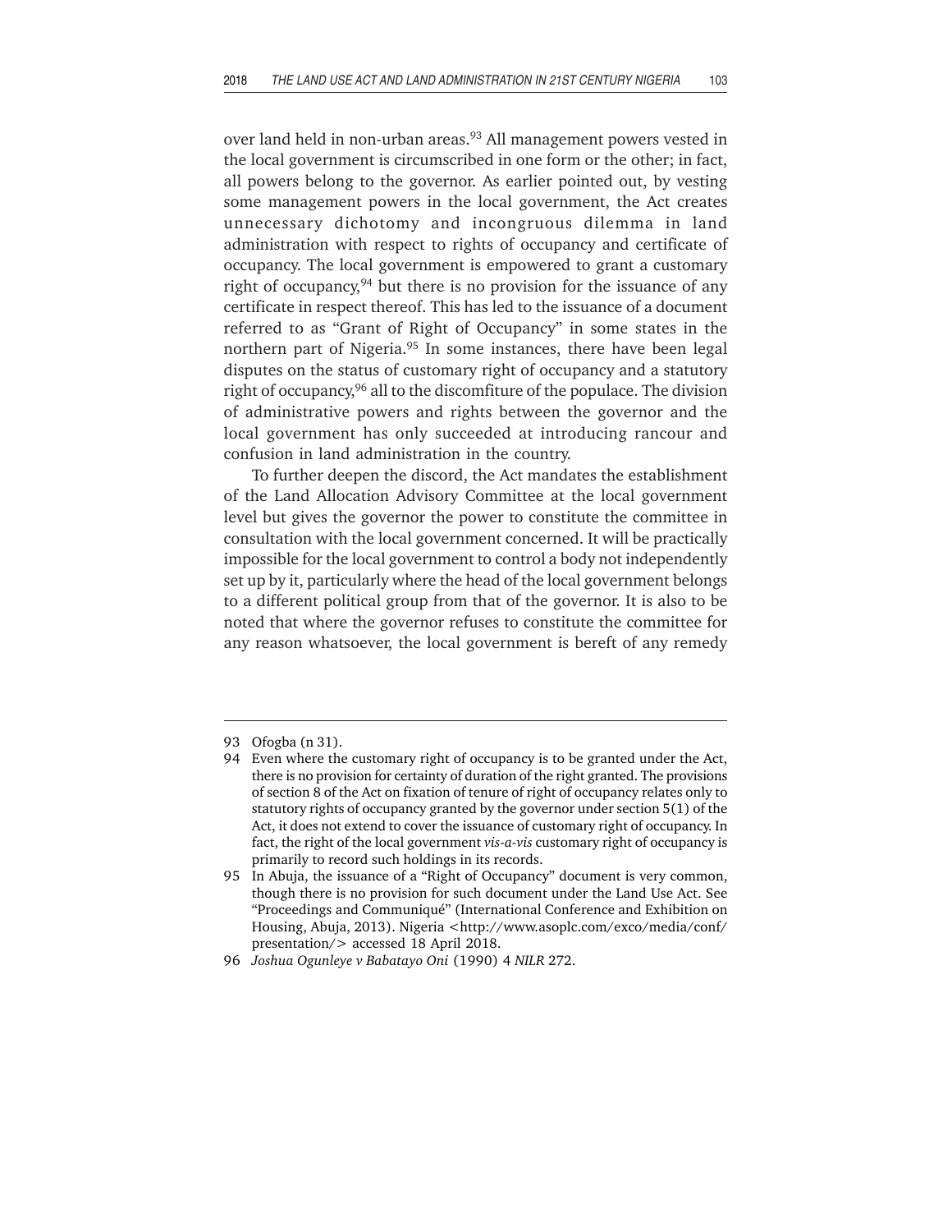over land held in non-urban areas.[93] All management powers vested in the local government is circumscribed in one form or the other; in fact, all powers belong to the governor. As earlier pointed out, by vesting some management powers in the local government, the Act creates unnecessary dichotomy and incongruous dilemma in land administration with respect to rights of occupancy and certificate of occupancy. The local government is empowered to grant a customary right of occupancy,[94] but there is no provision for the issuance of any certificate in respect thereof. This has led to the issuance of a document referred to as "Grant of Right of Occupancy" in some states in the northern part of Nigeria.[95] In some instances, there have been legal disputes on the status of customary right of occupancy and a statutory right of occupancy,[96] all to the discomfiture of the populace. The division of administrative powers and rights between the governor and the local government has only succeeded at introducing rancour and confusion in land administration in the country.

To further deepen the discord, the Act mandates the establishment of the Land Allocation Advisory Committee at the local government level but gives the governor the power to constitute the committee in consultation with the local government concerned. It will be practically impossible for the local government to control a body not independently set up by it, particularly where the head of the local government belongs to a different political group from that of the governor. It is also to be noted that where the governor refuses to constitute the committee for any reason whatsoever, the local government is bereft of any remedy

---

93 Ofogba (n 31).

94 Even where the customary right of occupancy is to be granted under the Act, there is no provision for certainty of duration of the right granted. The provisions of section 8 of the Act on fixation of tenure of right of occupancy relates only to statutory rights of occupancy granted by the governor under section 5(1) of the Act, it does not extend to cover the issuance of customary right of occupancy. In fact, the right of the local government *vis-a-vis* customary right of occupancy is primarily to record such holdings in its records.

95 In Abuja, the issuance of a "Right of Occupancy" document is very common, though there is no provision for such document under the Land Use Act. See "Proceedings and Communiqué" (International Conference and Exhibition on Housing, Abuja, 2013). Nigeria <http://www.asoplc.com/exco/media/conf/presentation/> accessed 18 April 2018.

96 *Joshua Ogunleye v Babatayo Oni* (1990) 4 *NILR* 272.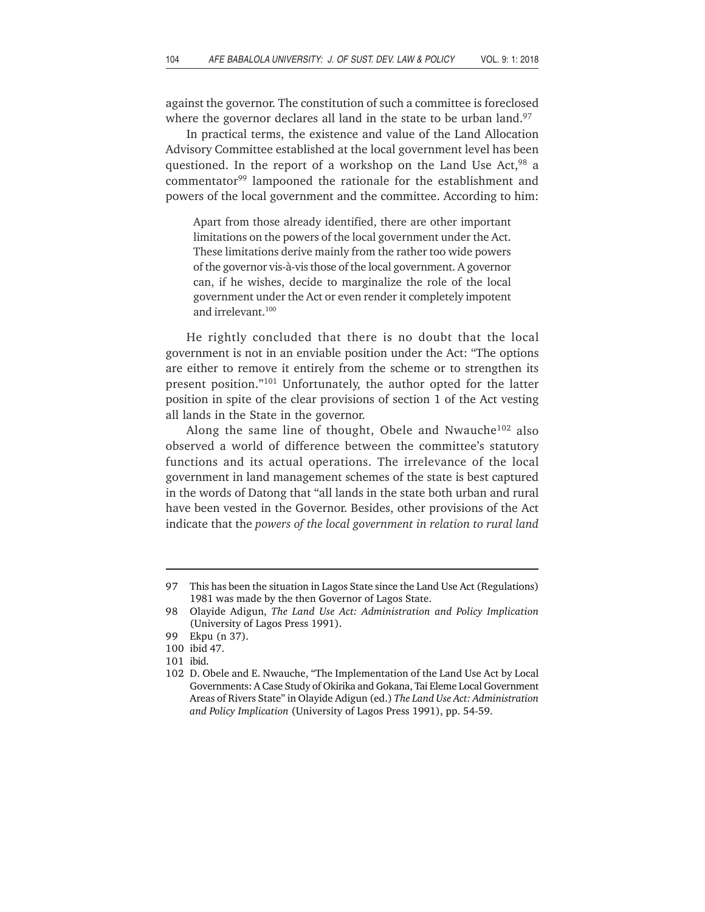against the governor. The constitution of such a committee is foreclosed where the governor declares all land in the state to be urban land.[97]

In practical terms, the existence and value of the Land Allocation Advisory Committee established at the local government level has been questioned. In the report of a workshop on the Land Use Act,[98] a commentator[99] lampooned the rationale for the establishment and powers of the local government and the committee. According to him:

> Apart from those already identified, there are other important limitations on the powers of the local government under the Act. These limitations derive mainly from the rather too wide powers of the governor vis-à-vis those of the local government. A governor can, if he wishes, decide to marginalize the role of the local government under the Act or even render it completely impotent and irrelevant.[100]

He rightly concluded that there is no doubt that the local government is not in an enviable position under the Act: "The options are either to remove it entirely from the scheme or to strengthen its present position."[101] Unfortunately, the author opted for the latter position in spite of the clear provisions of section 1 of the Act vesting all lands in the State in the governor.

Along the same line of thought, Obele and Nwauche[102] also observed a world of difference between the committee's statutory functions and its actual operations. The irrelevance of the local government in land management schemes of the state is best captured in the words of Datong that "all lands in the state both urban and rural have been vested in the Governor. Besides, other provisions of the Act indicate that the *powers of the local government in relation to rural land*

---

97 This has been the situation in Lagos State since the Land Use Act (Regulations) 1981 was made by the then Governor of Lagos State.

98 Olayide Adigun, *The Land Use Act: Administration and Policy Implication* (University of Lagos Press 1991).

99 Ekpu (n 37).

100 ibid 47.

101 ibid.

102 D. Obele and E. Nwauche, "The Implementation of the Land Use Act by Local Governments: A Case Study of Okirika and Gokana, Tai Eleme Local Government Areas of Rivers State" in Olayide Adigun (ed.) *The Land Use Act: Administration and Policy Implication* (University of Lagos Press 1991), pp. 54-59.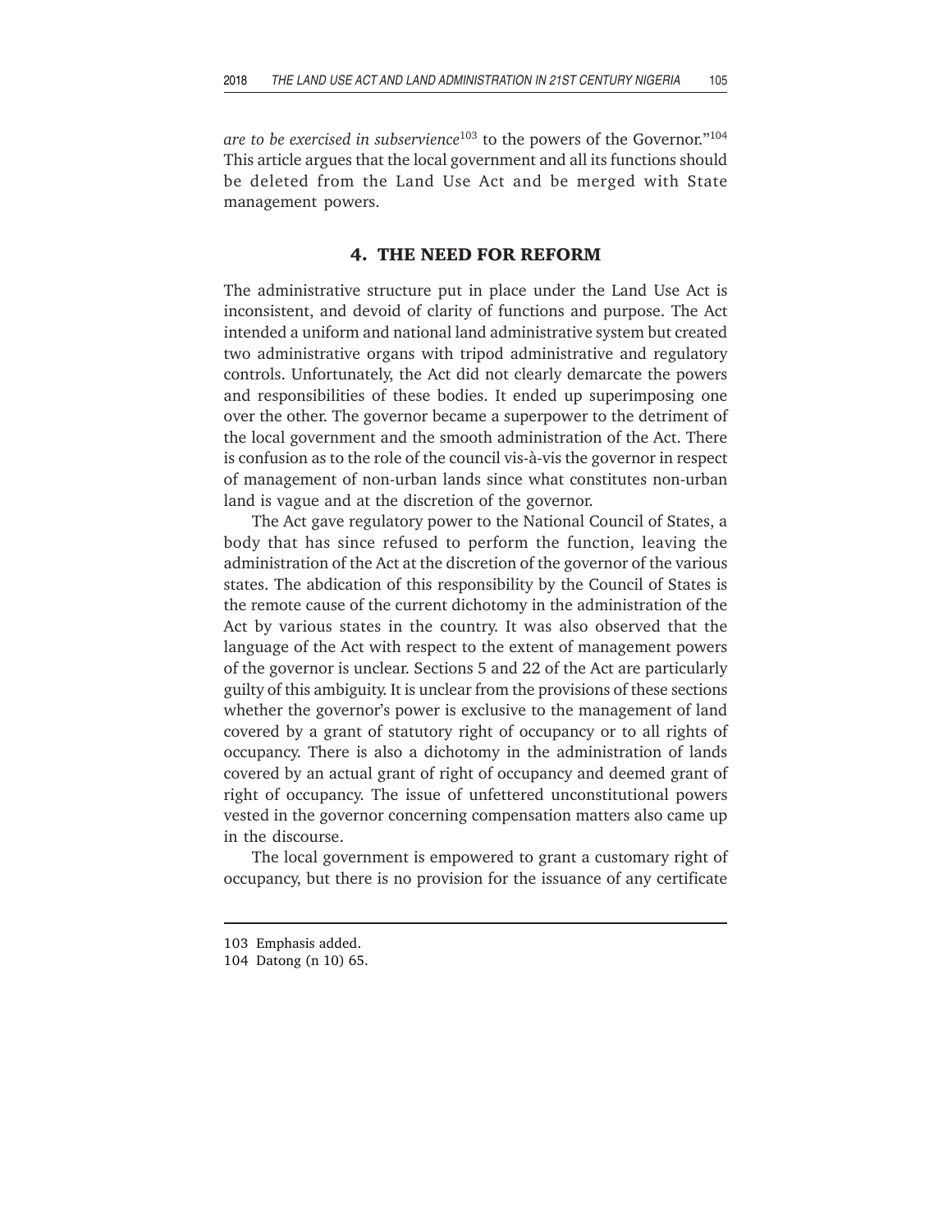*are to be exercised in subservience*[103] to the powers of the Governor."[104] This article argues that the local government and all its functions should be deleted from the Land Use Act and be merged with State management powers.

## 4. THE NEED FOR REFORM

The administrative structure put in place under the Land Use Act is inconsistent, and devoid of clarity of functions and purpose. The Act intended a uniform and national land administrative system but created two administrative organs with tripod administrative and regulatory controls. Unfortunately, the Act did not clearly demarcate the powers and responsibilities of these bodies. It ended up superimposing one over the other. The governor became a superpower to the detriment of the local government and the smooth administration of the Act. There is confusion as to the role of the council vis-à-vis the governor in respect of management of non-urban lands since what constitutes non-urban land is vague and at the discretion of the governor.

The Act gave regulatory power to the National Council of States, a body that has since refused to perform the function, leaving the administration of the Act at the discretion of the governor of the various states. The abdication of this responsibility by the Council of States is the remote cause of the current dichotomy in the administration of the Act by various states in the country. It was also observed that the language of the Act with respect to the extent of management powers of the governor is unclear. Sections 5 and 22 of the Act are particularly guilty of this ambiguity. It is unclear from the provisions of these sections whether the governor's power is exclusive to the management of land covered by a grant of statutory right of occupancy or to all rights of occupancy. There is also a dichotomy in the administration of lands covered by an actual grant of right of occupancy and deemed grant of right of occupancy. The issue of unfettered unconstitutional powers vested in the governor concerning compensation matters also came up in the discourse.

The local government is empowered to grant a customary right of occupancy, but there is no provision for the issuance of any certificate

---

103 Emphasis added.

104 Datong (n 10) 65.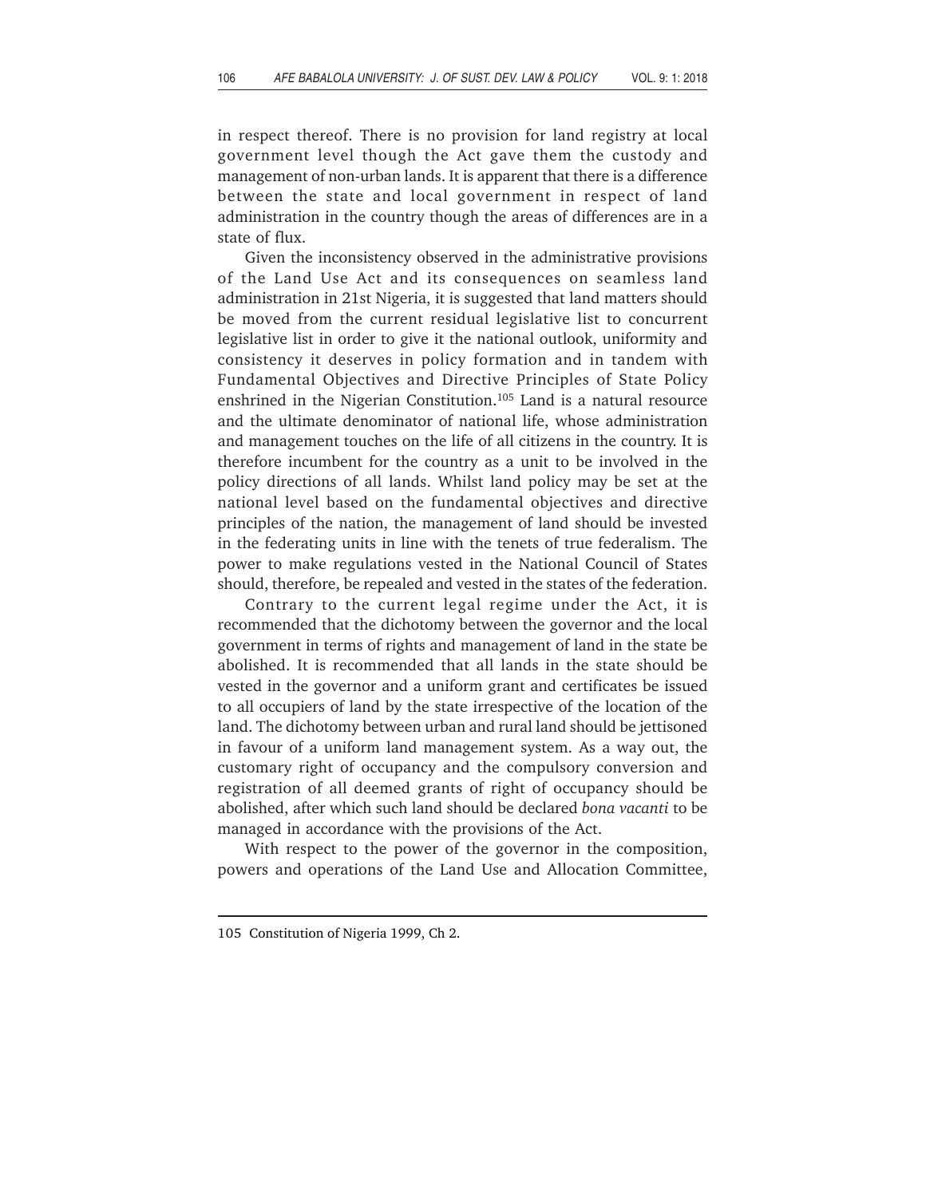in respect thereof. There is no provision for land registry at local government level though the Act gave them the custody and management of non-urban lands. It is apparent that there is a difference between the state and local government in respect of land administration in the country though the areas of differences are in a state of flux.

Given the inconsistency observed in the administrative provisions of the Land Use Act and its consequences on seamless land administration in 21st Nigeria, it is suggested that land matters should be moved from the current residual legislative list to concurrent legislative list in order to give it the national outlook, uniformity and consistency it deserves in policy formation and in tandem with Fundamental Objectives and Directive Principles of State Policy enshrined in the Nigerian Constitution.[105] Land is a natural resource and the ultimate denominator of national life, whose administration and management touches on the life of all citizens in the country. It is therefore incumbent for the country as a unit to be involved in the policy directions of all lands. Whilst land policy may be set at the national level based on the fundamental objectives and directive principles of the nation, the management of land should be invested in the federating units in line with the tenets of true federalism. The power to make regulations vested in the National Council of States should, therefore, be repealed and vested in the states of the federation.

Contrary to the current legal regime under the Act, it is recommended that the dichotomy between the governor and the local government in terms of rights and management of land in the state be abolished. It is recommended that all lands in the state should be vested in the governor and a uniform grant and certificates be issued to all occupiers of land by the state irrespective of the location of the land. The dichotomy between urban and rural land should be jettisoned in favour of a uniform land management system. As a way out, the customary right of occupancy and the compulsory conversion and registration of all deemed grants of right of occupancy should be abolished, after which such land should be declared *bona vacanti* to be managed in accordance with the provisions of the Act.

With respect to the power of the governor in the composition, powers and operations of the Land Use and Allocation Committee,

---

105 Constitution of Nigeria 1999, Ch 2.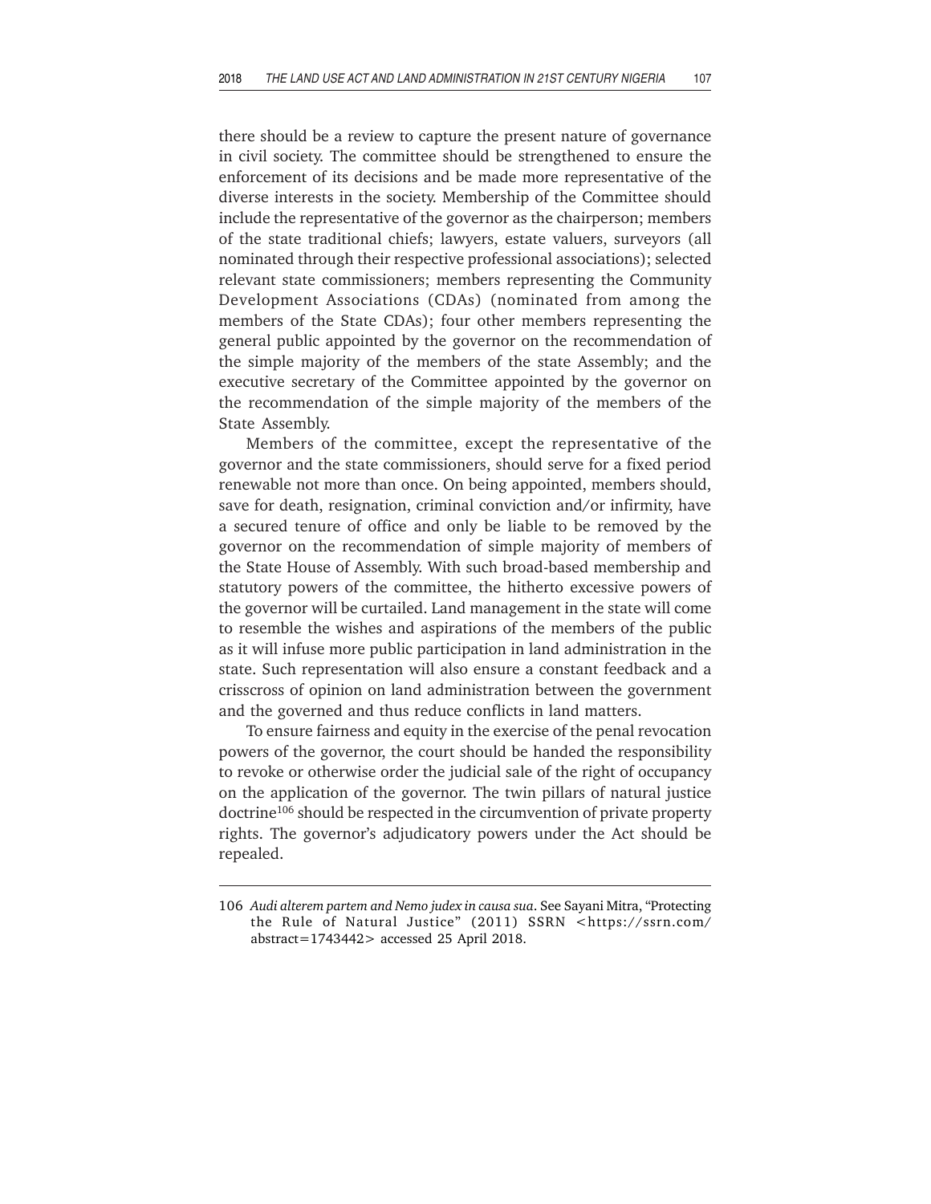there should be a review to capture the present nature of governance in civil society. The committee should be strengthened to ensure the enforcement of its decisions and be made more representative of the diverse interests in the society. Membership of the Committee should include the representative of the governor as the chairperson; members of the state traditional chiefs; lawyers, estate valuers, surveyors (all nominated through their respective professional associations); selected relevant state commissioners; members representing the Community Development Associations (CDAs) (nominated from among the members of the State CDAs); four other members representing the general public appointed by the governor on the recommendation of the simple majority of the members of the state Assembly; and the executive secretary of the Committee appointed by the governor on the recommendation of the simple majority of the members of the State Assembly.

Members of the committee, except the representative of the governor and the state commissioners, should serve for a fixed period renewable not more than once. On being appointed, members should, save for death, resignation, criminal conviction and/or infirmity, have a secured tenure of office and only be liable to be removed by the governor on the recommendation of simple majority of members of the State House of Assembly. With such broad-based membership and statutory powers of the committee, the hitherto excessive powers of the governor will be curtailed. Land management in the state will come to resemble the wishes and aspirations of the members of the public as it will infuse more public participation in land administration in the state. Such representation will also ensure a constant feedback and a crisscross of opinion on land administration between the government and the governed and thus reduce conflicts in land matters.

To ensure fairness and equity in the exercise of the penal revocation powers of the governor, the court should be handed the responsibility to revoke or otherwise order the judicial sale of the right of occupancy on the application of the governor. The twin pillars of natural justice doctrine[106] should be respected in the circumvention of private property rights. The governor's adjudicatory powers under the Act should be repealed.

---

106 *Audi alterem partem and Nemo judex in causa sua*. See Sayani Mitra, "Protecting the Rule of Natural Justice" (2011) SSRN <https://ssrn.com/abstract=1743442> accessed 25 April 2018.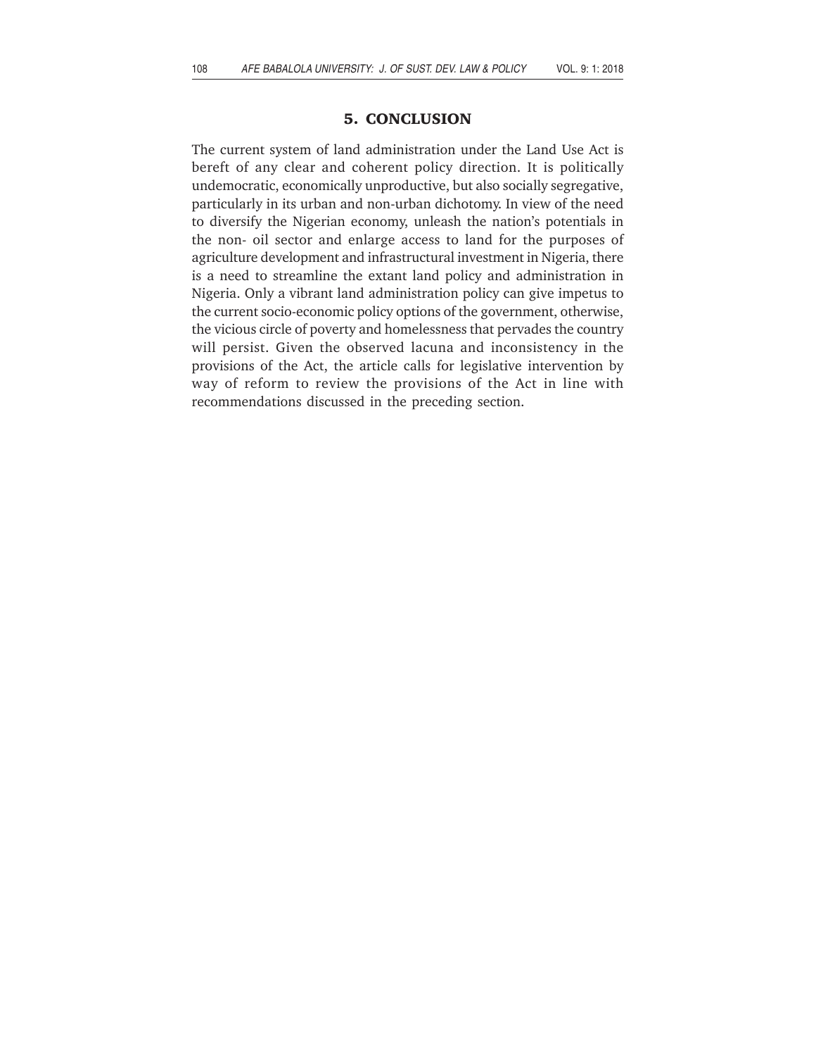## 5. CONCLUSION

The current system of land administration under the Land Use Act is bereft of any clear and coherent policy direction. It is politically undemocratic, economically unproductive, but also socially segregative, particularly in its urban and non-urban dichotomy. In view of the need to diversify the Nigerian economy, unleash the nation's potentials in the non- oil sector and enlarge access to land for the purposes of agriculture development and infrastructural investment in Nigeria, there is a need to streamline the extant land policy and administration in Nigeria. Only a vibrant land administration policy can give impetus to the current socio-economic policy options of the government, otherwise, the vicious circle of poverty and homelessness that pervades the country will persist. Given the observed lacuna and inconsistency in the provisions of the Act, the article calls for legislative intervention by way of reform to review the provisions of the Act in line with recommendations discussed in the preceding section.